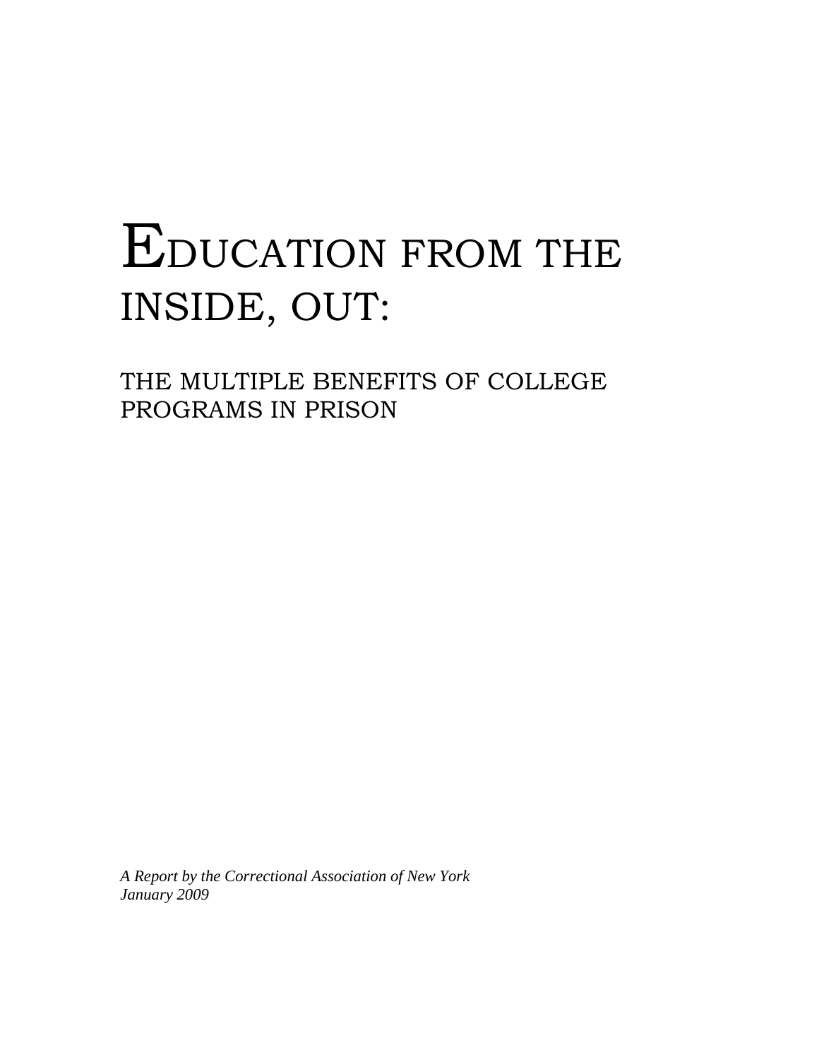# EDUCATION FROM THE INSIDE, OUT:

## THE MULTIPLE BENEFITS OF COLLEGE PROGRAMS IN PRISON

*A Report by the Correctional Association of New York*
*January 2009*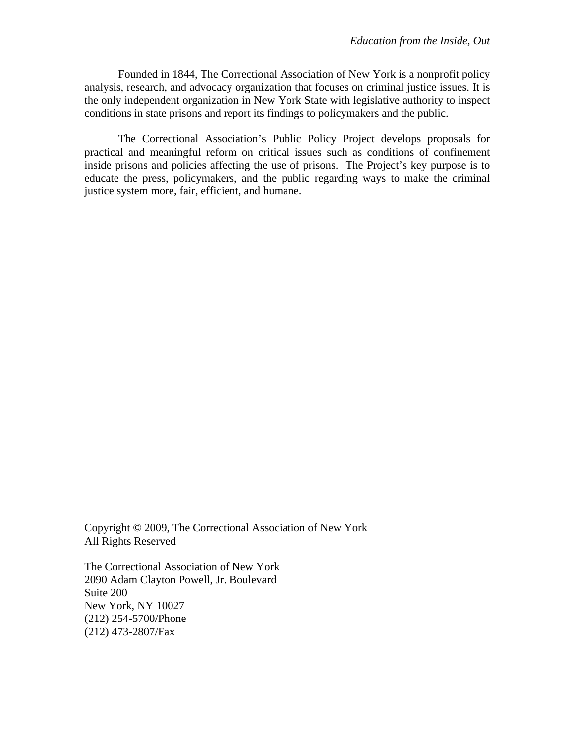Founded in 1844, The Correctional Association of New York is a nonprofit policy analysis, research, and advocacy organization that focuses on criminal justice issues. It is the only independent organization in New York State with legislative authority to inspect conditions in state prisons and report its findings to policymakers and the public.

The Correctional Association's Public Policy Project develops proposals for practical and meaningful reform on critical issues such as conditions of confinement inside prisons and policies affecting the use of prisons. The Project's key purpose is to educate the press, policymakers, and the public regarding ways to make the criminal justice system more, fair, efficient, and humane.

Copyright © 2009, The Correctional Association of New York
All Rights Reserved

The Correctional Association of New York
2090 Adam Clayton Powell, Jr. Boulevard
Suite 200
New York, NY 10027
(212) 254-5700/Phone
(212) 473-2807/Fax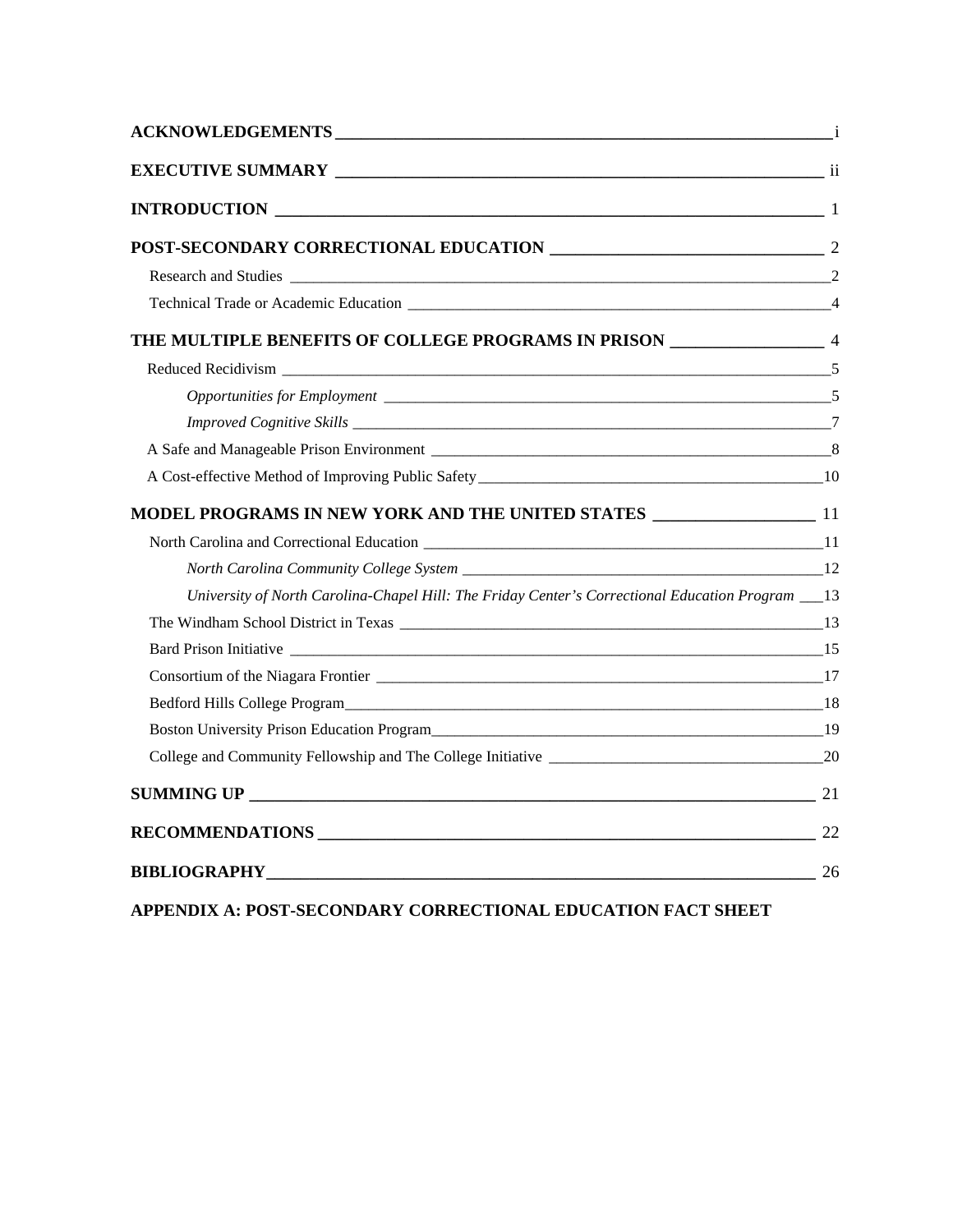**ACKNOWLEDGEMENTS** ____ i

**EXECUTIVE SUMMARY** ____ ii

**INTRODUCTION** ____ 1

**POST-SECONDARY CORRECTIONAL EDUCATION** ____ 2

- Research and Studies ____ 2
- Technical Trade or Academic Education ____ 4

**THE MULTIPLE BENEFITS OF COLLEGE PROGRAMS IN PRISON** ____ 4

- Reduced Recidivism ____ 5
  - *Opportunities for Employment* ____ 5
  - *Improved Cognitive Skills* ____ 7
- A Safe and Manageable Prison Environment ____ 8
- A Cost-effective Method of Improving Public Safety ____ 10

**MODEL PROGRAMS IN NEW YORK AND THE UNITED STATES** ____ 11

- North Carolina and Correctional Education ____ 11
  - *North Carolina Community College System* ____ 12
  - *University of North Carolina-Chapel Hill: The Friday Center's Correctional Education Program* ____ 13
- The Windham School District in Texas ____ 13
- Bard Prison Initiative ____ 15
- Consortium of the Niagara Frontier ____ 17
- Bedford Hills College Program ____ 18
- Boston University Prison Education Program ____ 19
- College and Community Fellowship and The College Initiative ____ 20

**SUMMING UP** ____ 21

**RECOMMENDATIONS** ____ 22

**BIBLIOGRAPHY** ____ 26

**APPENDIX A: POST-SECONDARY CORRECTIONAL EDUCATION FACT SHEET**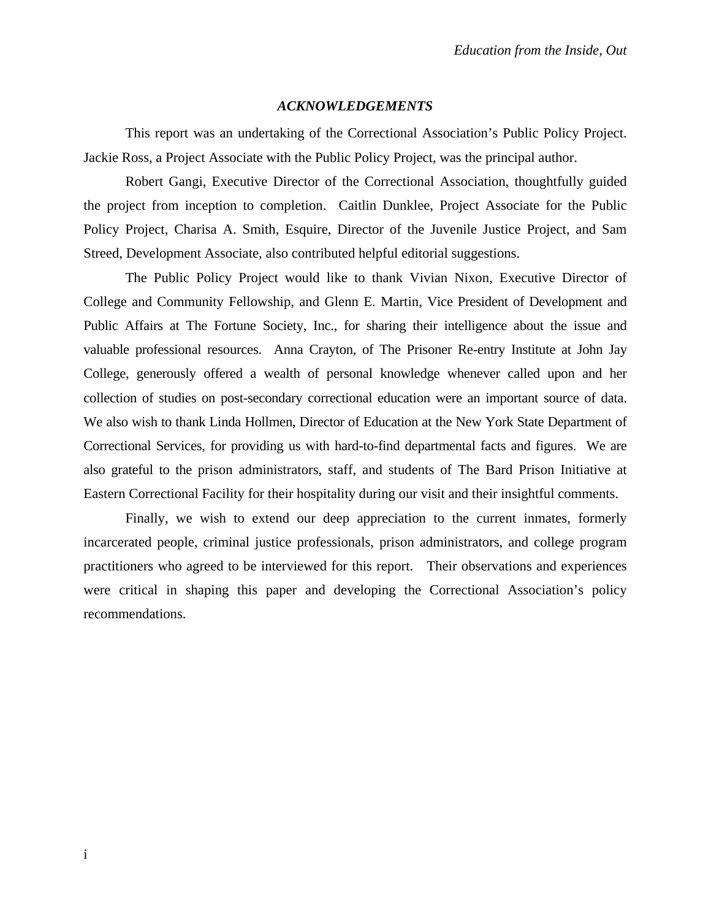## *ACKNOWLEDGEMENTS*

This report was an undertaking of the Correctional Association's Public Policy Project. Jackie Ross, a Project Associate with the Public Policy Project, was the principal author.

Robert Gangi, Executive Director of the Correctional Association, thoughtfully guided the project from inception to completion. Caitlin Dunklee, Project Associate for the Public Policy Project, Charisa A. Smith, Esquire, Director of the Juvenile Justice Project, and Sam Streed, Development Associate, also contributed helpful editorial suggestions.

The Public Policy Project would like to thank Vivian Nixon, Executive Director of College and Community Fellowship, and Glenn E. Martin, Vice President of Development and Public Affairs at The Fortune Society, Inc., for sharing their intelligence about the issue and valuable professional resources. Anna Crayton, of The Prisoner Re-entry Institute at John Jay College, generously offered a wealth of personal knowledge whenever called upon and her collection of studies on post-secondary correctional education were an important source of data. We also wish to thank Linda Hollmen, Director of Education at the New York State Department of Correctional Services, for providing us with hard-to-find departmental facts and figures. We are also grateful to the prison administrators, staff, and students of The Bard Prison Initiative at Eastern Correctional Facility for their hospitality during our visit and their insightful comments.

Finally, we wish to extend our deep appreciation to the current inmates, formerly incarcerated people, criminal justice professionals, prison administrators, and college program practitioners who agreed to be interviewed for this report. Their observations and experiences were critical in shaping this paper and developing the Correctional Association's policy recommendations.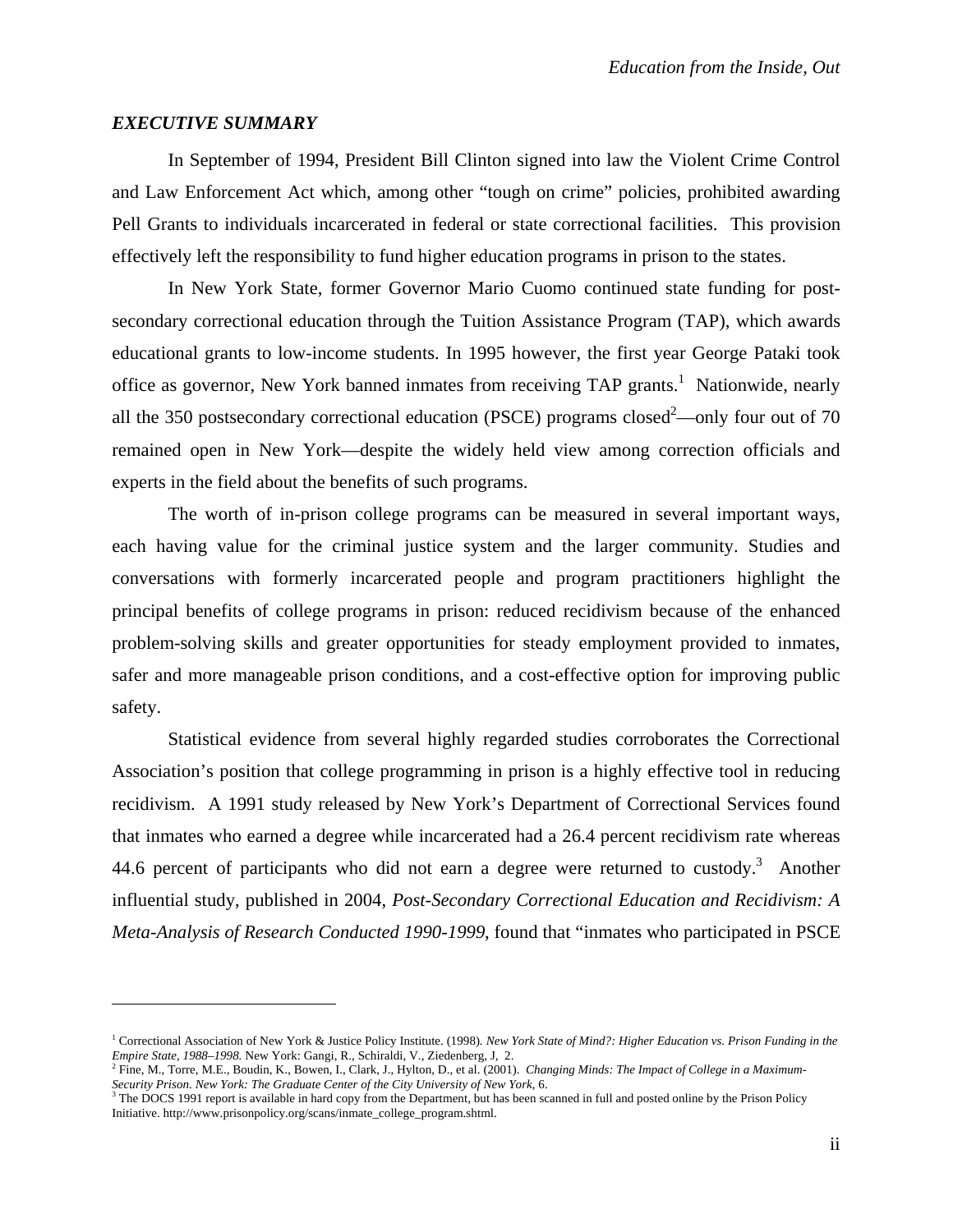## *EXECUTIVE SUMMARY*

In September of 1994, President Bill Clinton signed into law the Violent Crime Control and Law Enforcement Act which, among other "tough on crime" policies, prohibited awarding Pell Grants to individuals incarcerated in federal or state correctional facilities. This provision effectively left the responsibility to fund higher education programs in prison to the states.

In New York State, former Governor Mario Cuomo continued state funding for postsecondary correctional education through the Tuition Assistance Program (TAP), which awards educational grants to low-income students. In 1995 however, the first year George Pataki took office as governor, New York banned inmates from receiving TAP grants.[1] Nationwide, nearly all the 350 postsecondary correctional education (PSCE) programs closed[2]—only four out of 70 remained open in New York—despite the widely held view among correction officials and experts in the field about the benefits of such programs.

The worth of in-prison college programs can be measured in several important ways, each having value for the criminal justice system and the larger community. Studies and conversations with formerly incarcerated people and program practitioners highlight the principal benefits of college programs in prison: reduced recidivism because of the enhanced problem-solving skills and greater opportunities for steady employment provided to inmates, safer and more manageable prison conditions, and a cost-effective option for improving public safety.

Statistical evidence from several highly regarded studies corroborates the Correctional Association's position that college programming in prison is a highly effective tool in reducing recidivism. A 1991 study released by New York's Department of Correctional Services found that inmates who earned a degree while incarcerated had a 26.4 percent recidivism rate whereas 44.6 percent of participants who did not earn a degree were returned to custody.[3] Another influential study, published in 2004, *Post-Secondary Correctional Education and Recidivism: A Meta-Analysis of Research Conducted 1990-1999*, found that "inmates who participated in PSCE

---

[1] Correctional Association of New York & Justice Policy Institute. (1998). *New York State of Mind?: Higher Education vs. Prison Funding in the Empire State, 1988–1998.* New York: Gangi, R., Schiraldi, V., Ziedenberg, J, 2.

[2] Fine, M., Torre, M.E., Boudin, K., Bowen, I., Clark, J., Hylton, D., et al. (2001). *Changing Minds: The Impact of College in a Maximum-Security Prison. New York: The Graduate Center of the City University of New York*, 6.

[3] The DOCS 1991 report is available in hard copy from the Department, but has been scanned in full and posted online by the Prison Policy Initiative. http://www.prisonpolicy.org/scans/inmate_college_program.shtml.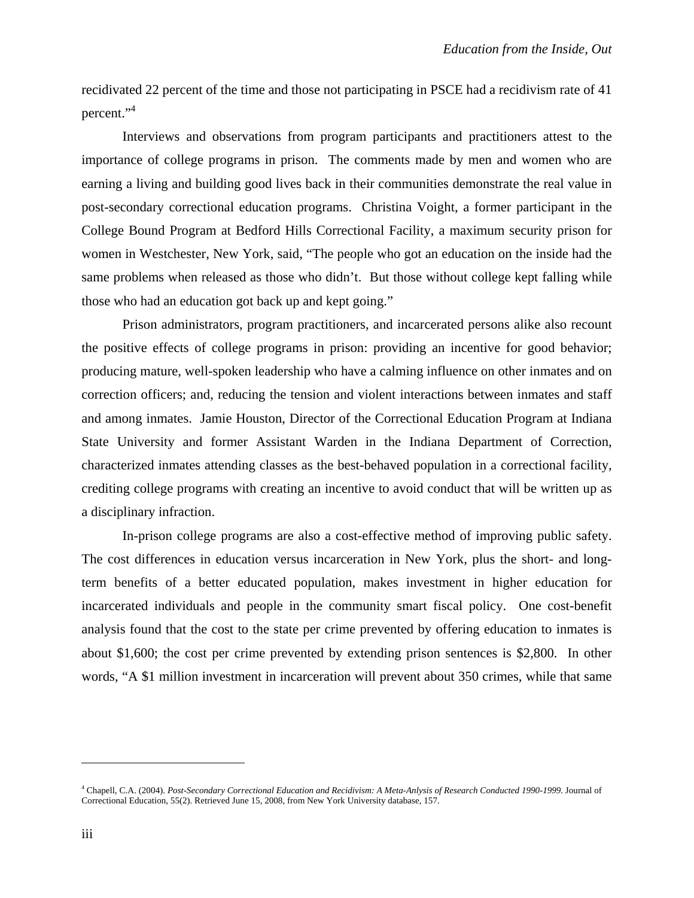recidivated 22 percent of the time and those not participating in PSCE had a recidivism rate of 41 percent."[4]

Interviews and observations from program participants and practitioners attest to the importance of college programs in prison. The comments made by men and women who are earning a living and building good lives back in their communities demonstrate the real value in post-secondary correctional education programs. Christina Voight, a former participant in the College Bound Program at Bedford Hills Correctional Facility, a maximum security prison for women in Westchester, New York, said, "The people who got an education on the inside had the same problems when released as those who didn't. But those without college kept falling while those who had an education got back up and kept going."

Prison administrators, program practitioners, and incarcerated persons alike also recount the positive effects of college programs in prison: providing an incentive for good behavior; producing mature, well-spoken leadership who have a calming influence on other inmates and on correction officers; and, reducing the tension and violent interactions between inmates and staff and among inmates. Jamie Houston, Director of the Correctional Education Program at Indiana State University and former Assistant Warden in the Indiana Department of Correction, characterized inmates attending classes as the best-behaved population in a correctional facility, crediting college programs with creating an incentive to avoid conduct that will be written up as a disciplinary infraction.

In-prison college programs are also a cost-effective method of improving public safety. The cost differences in education versus incarceration in New York, plus the short- and long-term benefits of a better educated population, makes investment in higher education for incarcerated individuals and people in the community smart fiscal policy. One cost-benefit analysis found that the cost to the state per crime prevented by offering education to inmates is about $1,600; the cost per crime prevented by extending prison sentences is $2,800. In other words, "A $1 million investment in incarceration will prevent about 350 crimes, while that same

---

[4] Chapell, C.A. (2004). *Post-Secondary Correctional Education and Recidivism: A Meta-Anlysis of Research Conducted 1990-1999.* Journal of Correctional Education, 55(2). Retrieved June 15, 2008, from New York University database, 157.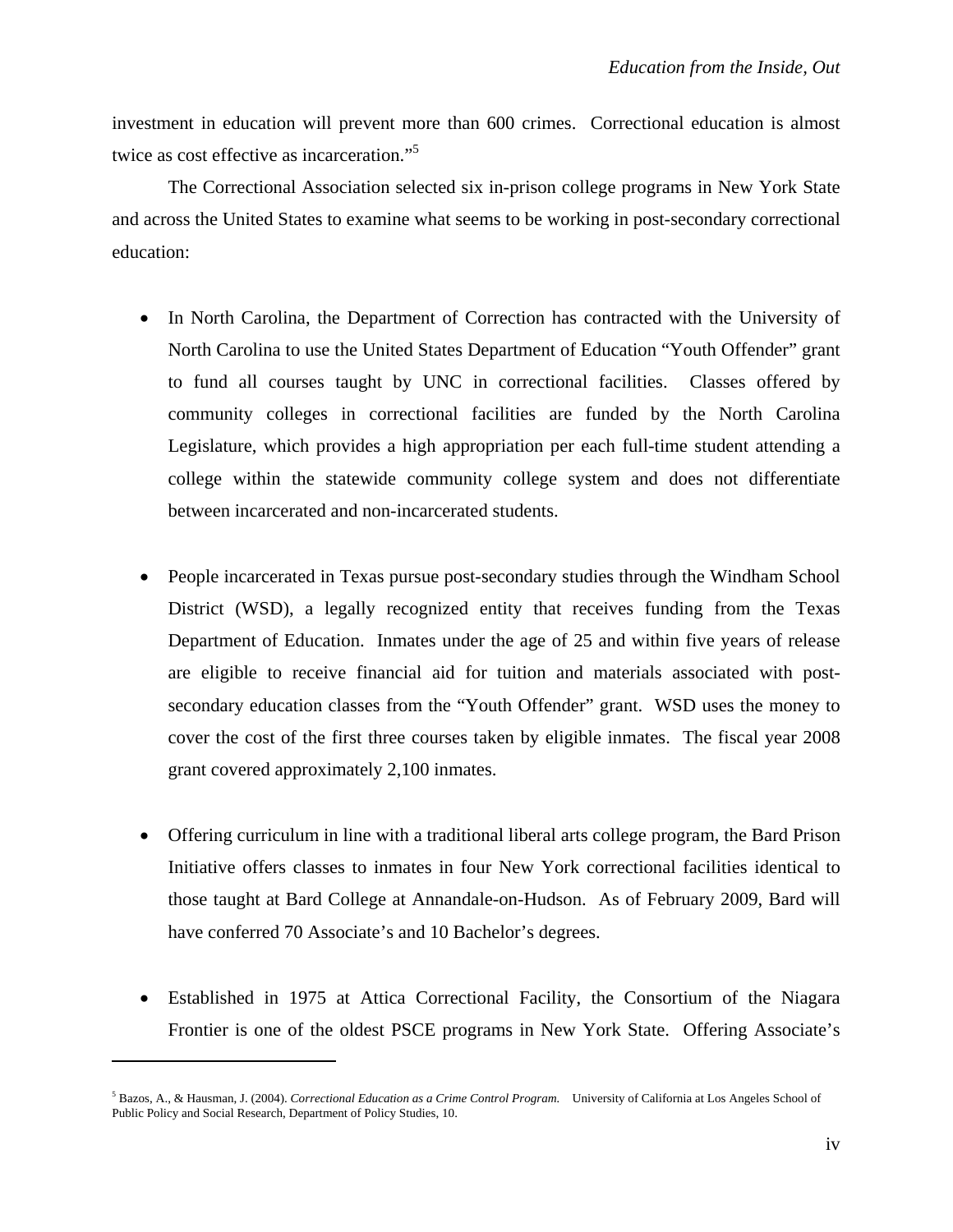investment in education will prevent more than 600 crimes. Correctional education is almost twice as cost effective as incarceration."[5]

The Correctional Association selected six in-prison college programs in New York State and across the United States to examine what seems to be working in post-secondary correctional education:

- In North Carolina, the Department of Correction has contracted with the University of North Carolina to use the United States Department of Education "Youth Offender" grant to fund all courses taught by UNC in correctional facilities. Classes offered by community colleges in correctional facilities are funded by the North Carolina Legislature, which provides a high appropriation per each full-time student attending a college within the statewide community college system and does not differentiate between incarcerated and non-incarcerated students.

- People incarcerated in Texas pursue post-secondary studies through the Windham School District (WSD), a legally recognized entity that receives funding from the Texas Department of Education. Inmates under the age of 25 and within five years of release are eligible to receive financial aid for tuition and materials associated with post-secondary education classes from the "Youth Offender" grant. WSD uses the money to cover the cost of the first three courses taken by eligible inmates. The fiscal year 2008 grant covered approximately 2,100 inmates.

- Offering curriculum in line with a traditional liberal arts college program, the Bard Prison Initiative offers classes to inmates in four New York correctional facilities identical to those taught at Bard College at Annandale-on-Hudson. As of February 2009, Bard will have conferred 70 Associate's and 10 Bachelor's degrees.

- Established in 1975 at Attica Correctional Facility, the Consortium of the Niagara Frontier is one of the oldest PSCE programs in New York State. Offering Associate's

[5] Bazos, A., & Hausman, J. (2004). *Correctional Education as a Crime Control Program.* University of California at Los Angeles School of Public Policy and Social Research, Department of Policy Studies, 10.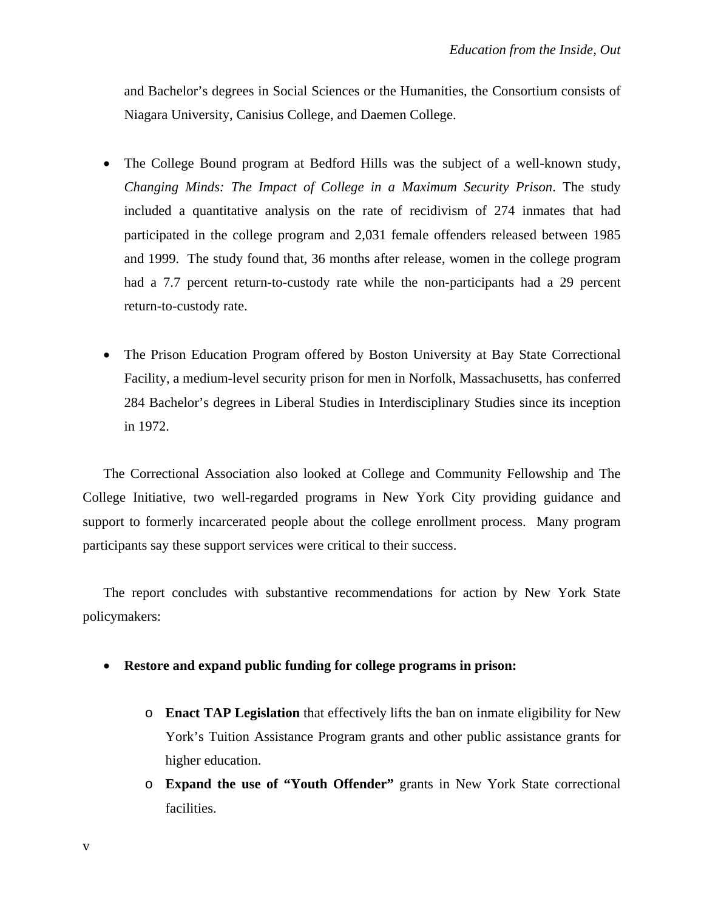and Bachelor's degrees in Social Sciences or the Humanities, the Consortium consists of Niagara University, Canisius College, and Daemen College.

- The College Bound program at Bedford Hills was the subject of a well-known study, *Changing Minds: The Impact of College in a Maximum Security Prison*. The study included a quantitative analysis on the rate of recidivism of 274 inmates that had participated in the college program and 2,031 female offenders released between 1985 and 1999. The study found that, 36 months after release, women in the college program had a 7.7 percent return-to-custody rate while the non-participants had a 29 percent return-to-custody rate.

- The Prison Education Program offered by Boston University at Bay State Correctional Facility, a medium-level security prison for men in Norfolk, Massachusetts, has conferred 284 Bachelor's degrees in Liberal Studies in Interdisciplinary Studies since its inception in 1972.

The Correctional Association also looked at College and Community Fellowship and The College Initiative, two well-regarded programs in New York City providing guidance and support to formerly incarcerated people about the college enrollment process. Many program participants say these support services were critical to their success.

The report concludes with substantive recommendations for action by New York State policymakers:

- **Restore and expand public funding for college programs in prison:**
  - **Enact TAP Legislation** that effectively lifts the ban on inmate eligibility for New York's Tuition Assistance Program grants and other public assistance grants for higher education.
  - **Expand the use of "Youth Offender"** grants in New York State correctional facilities.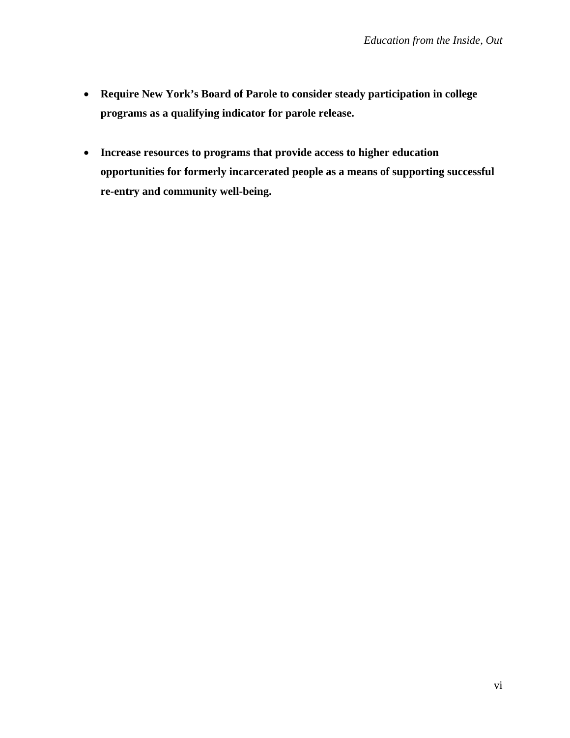- **Require New York's Board of Parole to consider steady participation in college programs as a qualifying indicator for parole release.**

- **Increase resources to programs that provide access to higher education opportunities for formerly incarcerated people as a means of supporting successful re-entry and community well-being.**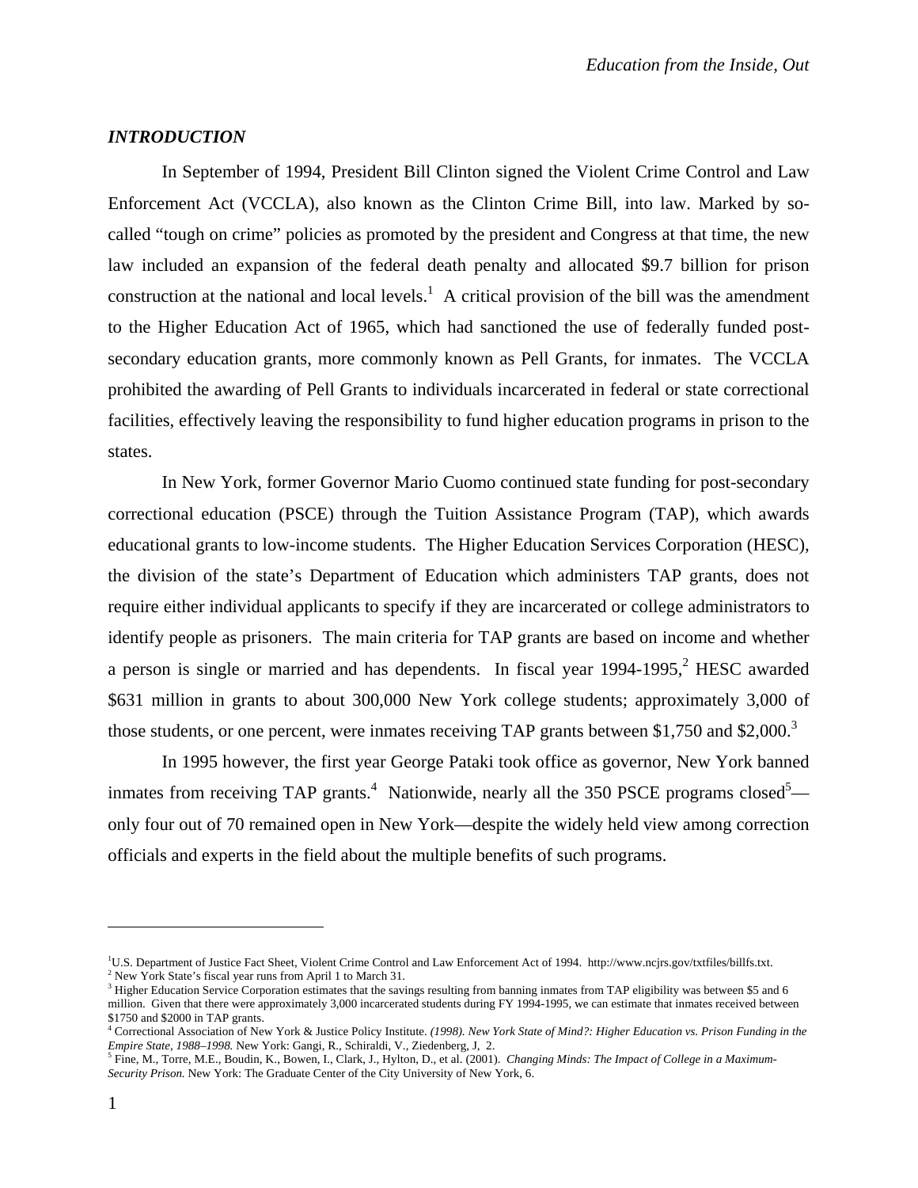### *INTRODUCTION*

In September of 1994, President Bill Clinton signed the Violent Crime Control and Law Enforcement Act (VCCLA), also known as the Clinton Crime Bill, into law. Marked by so-called "tough on crime" policies as promoted by the president and Congress at that time, the new law included an expansion of the federal death penalty and allocated \$9.7 billion for prison construction at the national and local levels.[1] A critical provision of the bill was the amendment to the Higher Education Act of 1965, which had sanctioned the use of federally funded post-secondary education grants, more commonly known as Pell Grants, for inmates. The VCCLA prohibited the awarding of Pell Grants to individuals incarcerated in federal or state correctional facilities, effectively leaving the responsibility to fund higher education programs in prison to the states.

In New York, former Governor Mario Cuomo continued state funding for post-secondary correctional education (PSCE) through the Tuition Assistance Program (TAP), which awards educational grants to low-income students. The Higher Education Services Corporation (HESC), the division of the state's Department of Education which administers TAP grants, does not require either individual applicants to specify if they are incarcerated or college administrators to identify people as prisoners. The main criteria for TAP grants are based on income and whether a person is single or married and has dependents. In fiscal year 1994-1995,[2] HESC awarded \$631 million in grants to about 300,000 New York college students; approximately 3,000 of those students, or one percent, were inmates receiving TAP grants between \$1,750 and \$2,000.[3]

In 1995 however, the first year George Pataki took office as governor, New York banned inmates from receiving TAP grants.[4] Nationwide, nearly all the 350 PSCE programs closed[5]—only four out of 70 remained open in New York—despite the widely held view among correction officials and experts in the field about the multiple benefits of such programs.

---

[1] U.S. Department of Justice Fact Sheet, Violent Crime Control and Law Enforcement Act of 1994. http://www.ncjrs.gov/txtfiles/billfs.txt.

[2] New York State's fiscal year runs from April 1 to March 31.

[3] Higher Education Service Corporation estimates that the savings resulting from banning inmates from TAP eligibility was between \$5 and 6 million. Given that there were approximately 3,000 incarcerated students during FY 1994-1995, we can estimate that inmates received between \$1750 and \$2000 in TAP grants.

[4] Correctional Association of New York & Justice Policy Institute. *(1998). New York State of Mind?: Higher Education vs. Prison Funding in the Empire State, 1988–1998.* New York: Gangi, R., Schiraldi, V., Ziedenberg, J, 2.

[5] Fine, M., Torre, M.E., Boudin, K., Bowen, I., Clark, J., Hylton, D., et al. (2001). *Changing Minds: The Impact of College in a Maximum-Security Prison.* New York: The Graduate Center of the City University of New York, 6.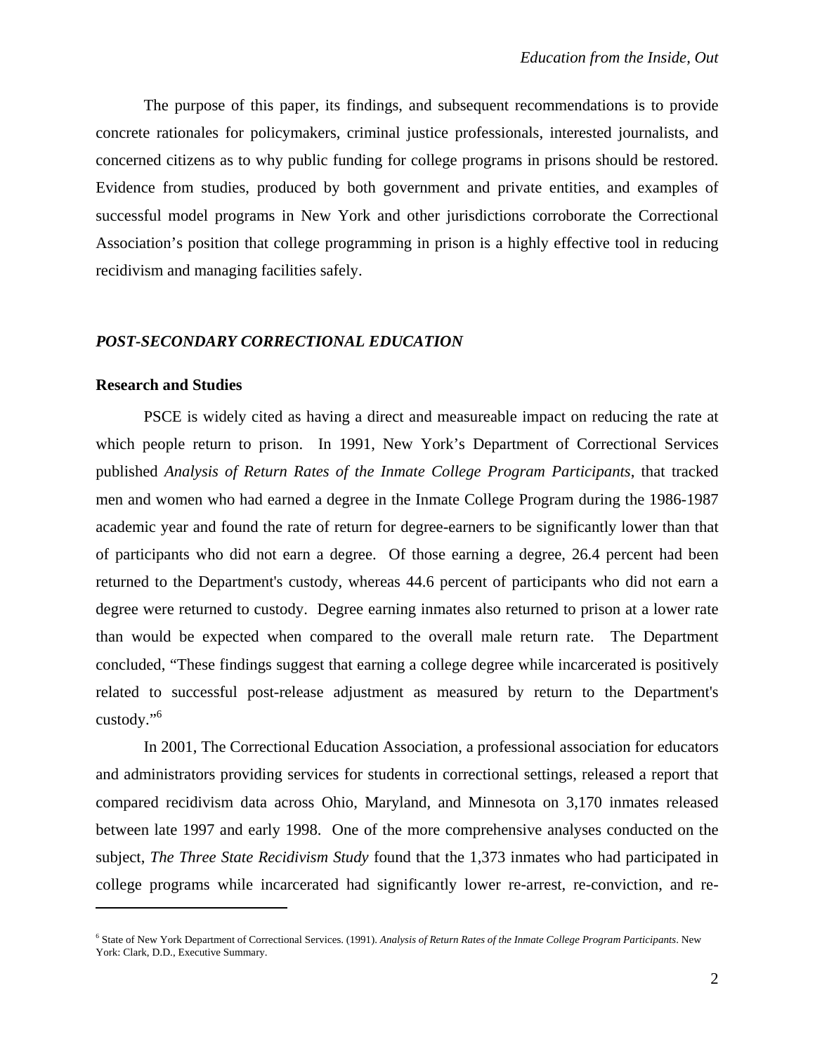The purpose of this paper, its findings, and subsequent recommendations is to provide concrete rationales for policymakers, criminal justice professionals, interested journalists, and concerned citizens as to why public funding for college programs in prisons should be restored. Evidence from studies, produced by both government and private entities, and examples of successful model programs in New York and other jurisdictions corroborate the Correctional Association's position that college programming in prison is a highly effective tool in reducing recidivism and managing facilities safely.

## *POST-SECONDARY CORRECTIONAL EDUCATION*

### Research and Studies

PSCE is widely cited as having a direct and measureable impact on reducing the rate at which people return to prison. In 1991, New York's Department of Correctional Services published *Analysis of Return Rates of the Inmate College Program Participants*, that tracked men and women who had earned a degree in the Inmate College Program during the 1986-1987 academic year and found the rate of return for degree-earners to be significantly lower than that of participants who did not earn a degree. Of those earning a degree, 26.4 percent had been returned to the Department's custody, whereas 44.6 percent of participants who did not earn a degree were returned to custody. Degree earning inmates also returned to prison at a lower rate than would be expected when compared to the overall male return rate. The Department concluded, "These findings suggest that earning a college degree while incarcerated is positively related to successful post-release adjustment as measured by return to the Department's custody."[6]

In 2001, The Correctional Education Association, a professional association for educators and administrators providing services for students in correctional settings, released a report that compared recidivism data across Ohio, Maryland, and Minnesota on 3,170 inmates released between late 1997 and early 1998. One of the more comprehensive analyses conducted on the subject, *The Three State Recidivism Study* found that the 1,373 inmates who had participated in college programs while incarcerated had significantly lower re-arrest, re-conviction, and re-

---

[6] State of New York Department of Correctional Services. (1991). *Analysis of Return Rates of the Inmate College Program Participants*. New York: Clark, D.D., Executive Summary.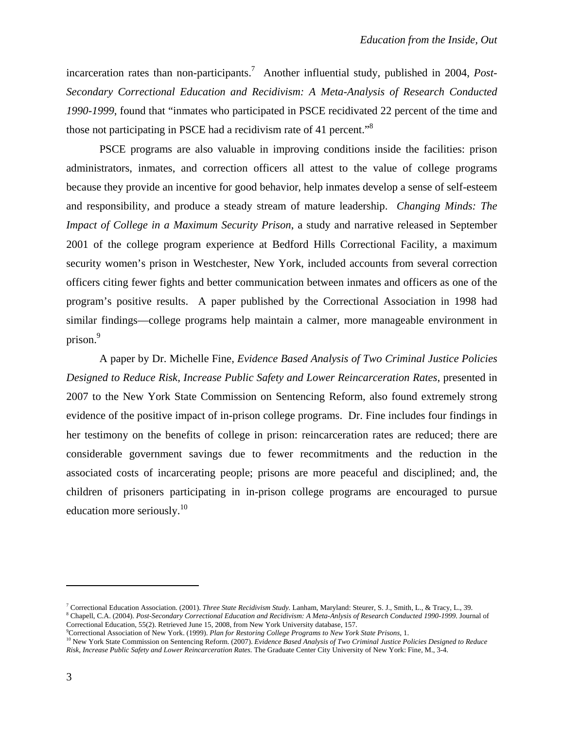incarceration rates than non-participants.[7] Another influential study, published in 2004, *Post-Secondary Correctional Education and Recidivism: A Meta-Analysis of Research Conducted 1990-1999*, found that "inmates who participated in PSCE recidivated 22 percent of the time and those not participating in PSCE had a recidivism rate of 41 percent."[8]

PSCE programs are also valuable in improving conditions inside the facilities: prison administrators, inmates, and correction officers all attest to the value of college programs because they provide an incentive for good behavior, help inmates develop a sense of self-esteem and responsibility, and produce a steady stream of mature leadership. *Changing Minds: The Impact of College in a Maximum Security Prison*, a study and narrative released in September 2001 of the college program experience at Bedford Hills Correctional Facility, a maximum security women's prison in Westchester, New York, included accounts from several correction officers citing fewer fights and better communication between inmates and officers as one of the program's positive results. A paper published by the Correctional Association in 1998 had similar findings—college programs help maintain a calmer, more manageable environment in prison.[9]

A paper by Dr. Michelle Fine, *Evidence Based Analysis of Two Criminal Justice Policies Designed to Reduce Risk, Increase Public Safety and Lower Reincarceration Rates*, presented in 2007 to the New York State Commission on Sentencing Reform, also found extremely strong evidence of the positive impact of in-prison college programs. Dr. Fine includes four findings in her testimony on the benefits of college in prison: reincarceration rates are reduced; there are considerable government savings due to fewer recommitments and the reduction in the associated costs of incarcerating people; prisons are more peaceful and disciplined; and, the children of prisoners participating in in-prison college programs are encouraged to pursue education more seriously.[10]

---

[7] Correctional Education Association. (2001). *Three State Recidivism Study*. Lanham, Maryland: Steurer, S. J., Smith, L., & Tracy, L., 39.

[8] Chapell, C.A. (2004). *Post-Secondary Correctional Education and Recidivism: A Meta-Anlysis of Research Conducted 1990-1999*. Journal of Correctional Education, 55(2). Retrieved June 15, 2008, from New York University database, 157.

[9] Correctional Association of New York. (1999). *Plan for Restoring College Programs to New York State Prisons*, 1.

[10] New York State Commission on Sentencing Reform. (2007). *Evidence Based Analysis of Two Criminal Justice Policies Designed to Reduce Risk, Increase Public Safety and Lower Reincarceration Rates.* The Graduate Center City University of New York: Fine, M., 3-4.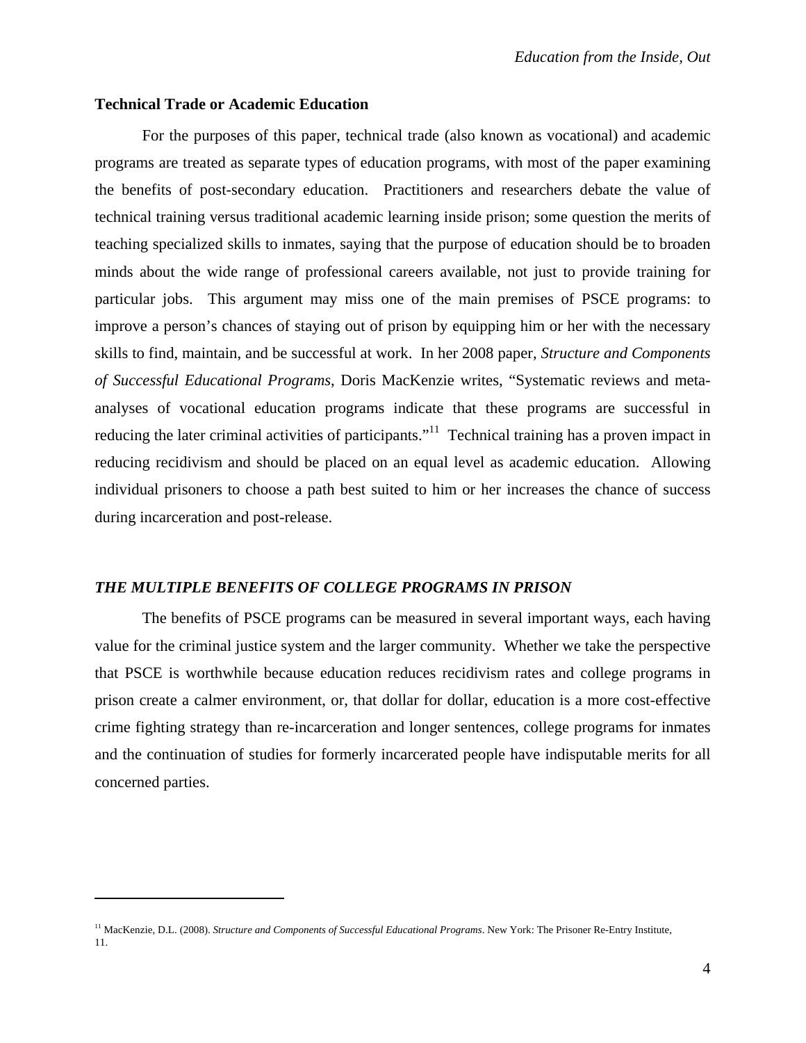**Technical Trade or Academic Education**

For the purposes of this paper, technical trade (also known as vocational) and academic programs are treated as separate types of education programs, with most of the paper examining the benefits of post-secondary education. Practitioners and researchers debate the value of technical training versus traditional academic learning inside prison; some question the merits of teaching specialized skills to inmates, saying that the purpose of education should be to broaden minds about the wide range of professional careers available, not just to provide training for particular jobs. This argument may miss one of the main premises of PSCE programs: to improve a person's chances of staying out of prison by equipping him or her with the necessary skills to find, maintain, and be successful at work. In her 2008 paper, *Structure and Components of Successful Educational Programs*, Doris MacKenzie writes, "Systematic reviews and meta-analyses of vocational education programs indicate that these programs are successful in reducing the later criminal activities of participants."[11] Technical training has a proven impact in reducing recidivism and should be placed on an equal level as academic education. Allowing individual prisoners to choose a path best suited to him or her increases the chance of success during incarceration and post-release.

## *THE MULTIPLE BENEFITS OF COLLEGE PROGRAMS IN PRISON*

The benefits of PSCE programs can be measured in several important ways, each having value for the criminal justice system and the larger community. Whether we take the perspective that PSCE is worthwhile because education reduces recidivism rates and college programs in prison create a calmer environment, or, that dollar for dollar, education is a more cost-effective crime fighting strategy than re-incarceration and longer sentences, college programs for inmates and the continuation of studies for formerly incarcerated people have indisputable merits for all concerned parties.

---

[11] MacKenzie, D.L. (2008). *Structure and Components of Successful Educational Programs*. New York: The Prisoner Re-Entry Institute, 11.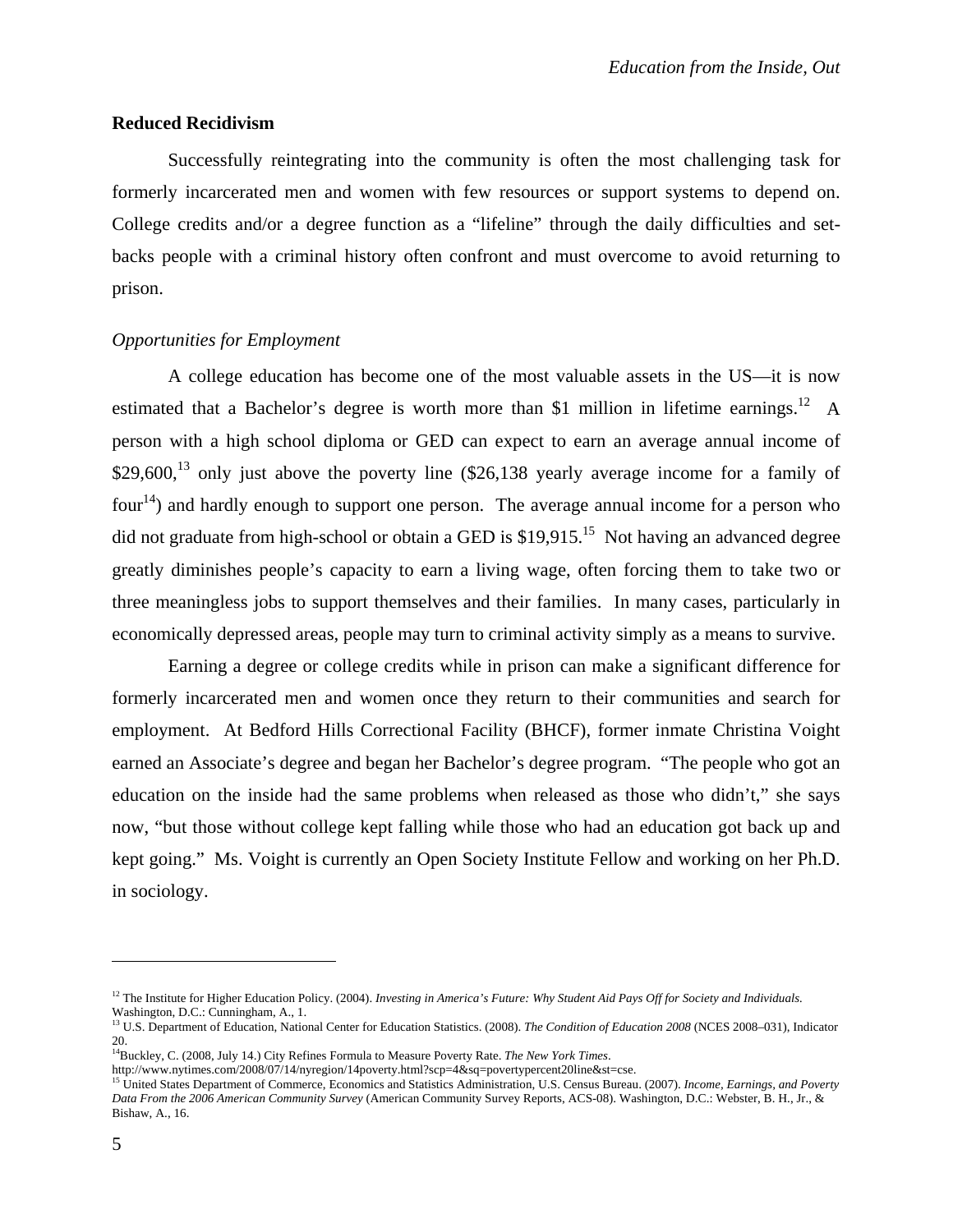## Reduced Recidivism

Successfully reintegrating into the community is often the most challenging task for formerly incarcerated men and women with few resources or support systems to depend on. College credits and/or a degree function as a "lifeline" through the daily difficulties and set-backs people with a criminal history often confront and must overcome to avoid returning to prison.

### *Opportunities for Employment*

A college education has become one of the most valuable assets in the US—it is now estimated that a Bachelor's degree is worth more than $1 million in lifetime earnings.[12] A person with a high school diploma or GED can expect to earn an average annual income of $29,600,[13] only just above the poverty line ($26,138 yearly average income for a family of four[14]) and hardly enough to support one person. The average annual income for a person who did not graduate from high-school or obtain a GED is $19,915.[15] Not having an advanced degree greatly diminishes people's capacity to earn a living wage, often forcing them to take two or three meaningless jobs to support themselves and their families. In many cases, particularly in economically depressed areas, people may turn to criminal activity simply as a means to survive.

Earning a degree or college credits while in prison can make a significant difference for formerly incarcerated men and women once they return to their communities and search for employment. At Bedford Hills Correctional Facility (BHCF), former inmate Christina Voight earned an Associate's degree and began her Bachelor's degree program. "The people who got an education on the inside had the same problems when released as those who didn't," she says now, "but those without college kept falling while those who had an education got back up and kept going." Ms. Voight is currently an Open Society Institute Fellow and working on her Ph.D. in sociology.

---

[12] The Institute for Higher Education Policy. (2004). *Investing in America's Future: Why Student Aid Pays Off for Society and Individuals.* Washington, D.C.: Cunningham, A., 1.

[13] U.S. Department of Education, National Center for Education Statistics. (2008). *The Condition of Education 2008* (NCES 2008–031), Indicator 20.

[14] Buckley, C. (2008, July 14.) City Refines Formula to Measure Poverty Rate. *The New York Times*. http://www.nytimes.com/2008/07/14/nyregion/14poverty.html?scp=4&sq=povertypercent20line&st=cse.

[15] United States Department of Commerce, Economics and Statistics Administration, U.S. Census Bureau. (2007). *Income, Earnings, and Poverty Data From the 2006 American Community Survey* (American Community Survey Reports, ACS-08). Washington, D.C.: Webster, B. H., Jr., & Bishaw, A., 16.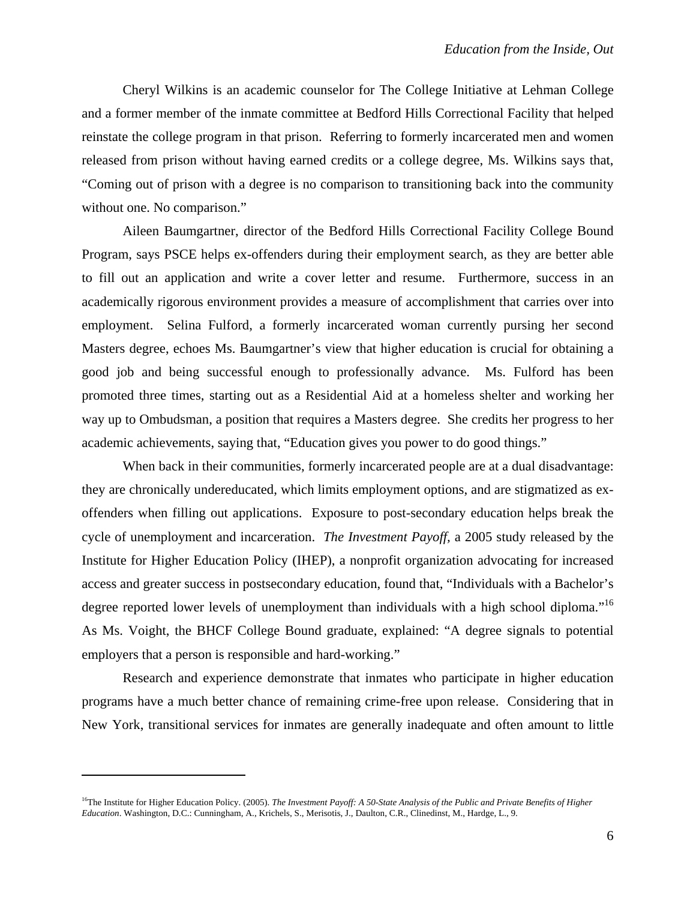Cheryl Wilkins is an academic counselor for The College Initiative at Lehman College and a former member of the inmate committee at Bedford Hills Correctional Facility that helped reinstate the college program in that prison. Referring to formerly incarcerated men and women released from prison without having earned credits or a college degree, Ms. Wilkins says that, "Coming out of prison with a degree is no comparison to transitioning back into the community without one. No comparison."

Aileen Baumgartner, director of the Bedford Hills Correctional Facility College Bound Program, says PSCE helps ex-offenders during their employment search, as they are better able to fill out an application and write a cover letter and resume. Furthermore, success in an academically rigorous environment provides a measure of accomplishment that carries over into employment. Selina Fulford, a formerly incarcerated woman currently pursing her second Masters degree, echoes Ms. Baumgartner's view that higher education is crucial for obtaining a good job and being successful enough to professionally advance. Ms. Fulford has been promoted three times, starting out as a Residential Aid at a homeless shelter and working her way up to Ombudsman, a position that requires a Masters degree. She credits her progress to her academic achievements, saying that, "Education gives you power to do good things."

When back in their communities, formerly incarcerated people are at a dual disadvantage: they are chronically undereducated, which limits employment options, and are stigmatized as ex-offenders when filling out applications. Exposure to post-secondary education helps break the cycle of unemployment and incarceration. *The Investment Payoff,* a 2005 study released by the Institute for Higher Education Policy (IHEP), a nonprofit organization advocating for increased access and greater success in postsecondary education, found that, "Individuals with a Bachelor's degree reported lower levels of unemployment than individuals with a high school diploma."[16] As Ms. Voight, the BHCF College Bound graduate, explained: "A degree signals to potential employers that a person is responsible and hard-working."

Research and experience demonstrate that inmates who participate in higher education programs have a much better chance of remaining crime-free upon release. Considering that in New York, transitional services for inmates are generally inadequate and often amount to little

---

[16] The Institute for Higher Education Policy. (2005). *The Investment Payoff: A 50-State Analysis of the Public and Private Benefits of Higher Education*. Washington, D.C.: Cunningham, A., Krichels, S., Merisotis, J., Daulton, C.R., Clinedinst, M., Hardge, L., 9.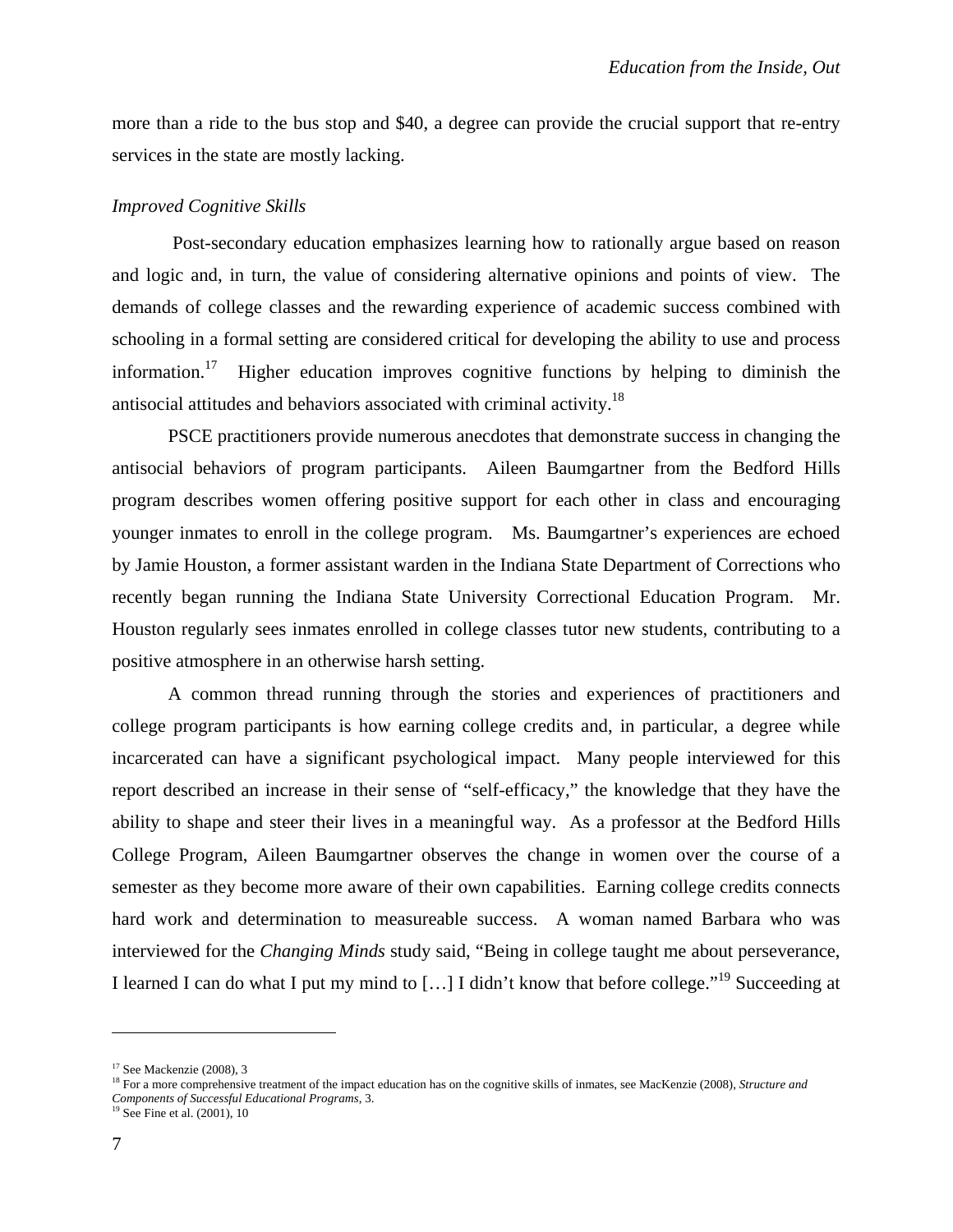more than a ride to the bus stop and $40, a degree can provide the crucial support that re-entry services in the state are mostly lacking.

### *Improved Cognitive Skills*

Post-secondary education emphasizes learning how to rationally argue based on reason and logic and, in turn, the value of considering alternative opinions and points of view. The demands of college classes and the rewarding experience of academic success combined with schooling in a formal setting are considered critical for developing the ability to use and process information.[17] Higher education improves cognitive functions by helping to diminish the antisocial attitudes and behaviors associated with criminal activity.[18]

PSCE practitioners provide numerous anecdotes that demonstrate success in changing the antisocial behaviors of program participants. Aileen Baumgartner from the Bedford Hills program describes women offering positive support for each other in class and encouraging younger inmates to enroll in the college program. Ms. Baumgartner's experiences are echoed by Jamie Houston, a former assistant warden in the Indiana State Department of Corrections who recently began running the Indiana State University Correctional Education Program. Mr. Houston regularly sees inmates enrolled in college classes tutor new students, contributing to a positive atmosphere in an otherwise harsh setting.

A common thread running through the stories and experiences of practitioners and college program participants is how earning college credits and, in particular, a degree while incarcerated can have a significant psychological impact. Many people interviewed for this report described an increase in their sense of "self-efficacy," the knowledge that they have the ability to shape and steer their lives in a meaningful way. As a professor at the Bedford Hills College Program, Aileen Baumgartner observes the change in women over the course of a semester as they become more aware of their own capabilities. Earning college credits connects hard work and determination to measureable success. A woman named Barbara who was interviewed for the *Changing Minds* study said, "Being in college taught me about perseverance, I learned I can do what I put my mind to […] I didn't know that before college."[19] Succeeding at

---

[17] See Mackenzie (2008), 3

[18] For a more comprehensive treatment of the impact education has on the cognitive skills of inmates, see MacKenzie (2008), *Structure and Components of Successful Educational Programs*, 3.

[19] See Fine et al. (2001), 10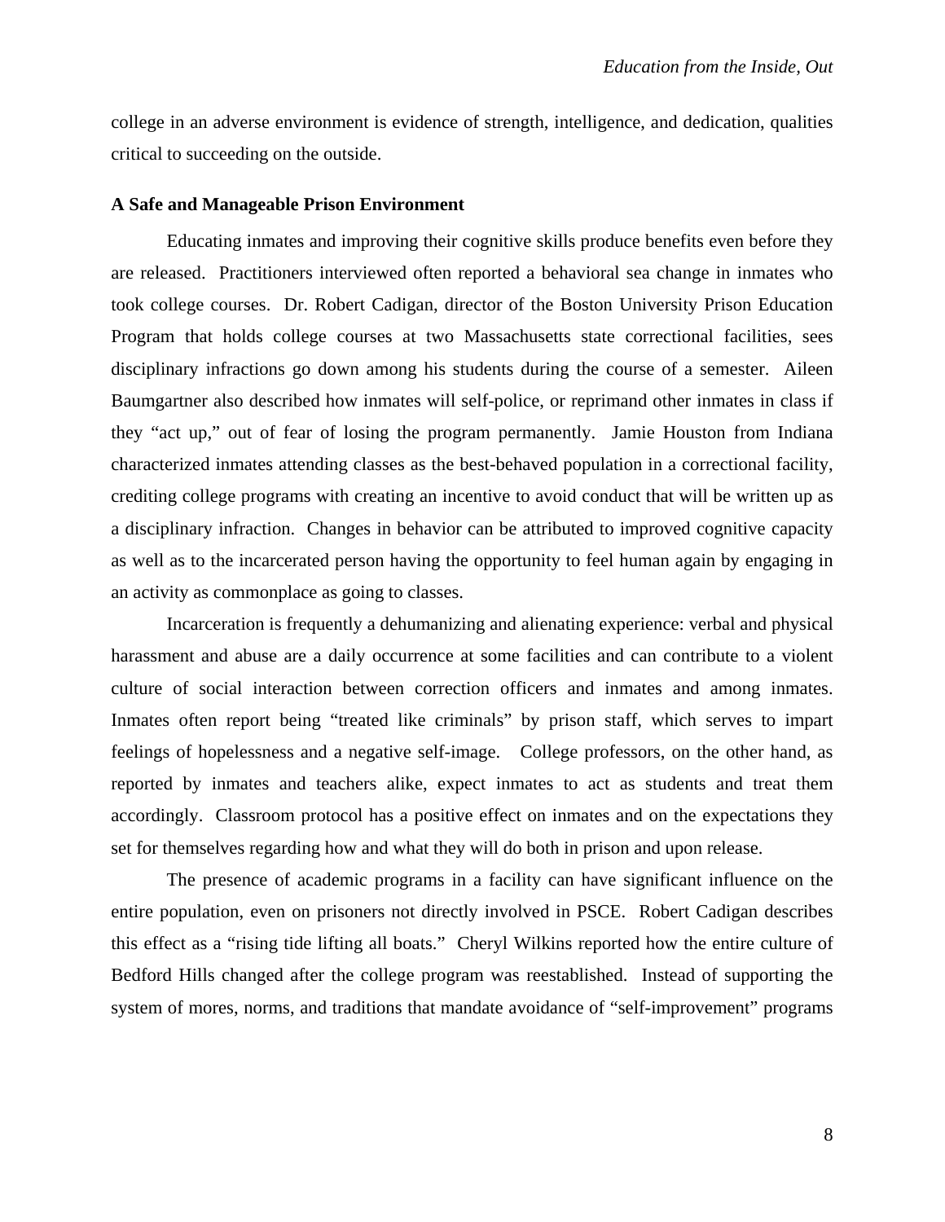college in an adverse environment is evidence of strength, intelligence, and dedication, qualities critical to succeeding on the outside.

**A Safe and Manageable Prison Environment**

Educating inmates and improving their cognitive skills produce benefits even before they are released. Practitioners interviewed often reported a behavioral sea change in inmates who took college courses. Dr. Robert Cadigan, director of the Boston University Prison Education Program that holds college courses at two Massachusetts state correctional facilities, sees disciplinary infractions go down among his students during the course of a semester. Aileen Baumgartner also described how inmates will self-police, or reprimand other inmates in class if they "act up," out of fear of losing the program permanently. Jamie Houston from Indiana characterized inmates attending classes as the best-behaved population in a correctional facility, crediting college programs with creating an incentive to avoid conduct that will be written up as a disciplinary infraction. Changes in behavior can be attributed to improved cognitive capacity as well as to the incarcerated person having the opportunity to feel human again by engaging in an activity as commonplace as going to classes.

Incarceration is frequently a dehumanizing and alienating experience: verbal and physical harassment and abuse are a daily occurrence at some facilities and can contribute to a violent culture of social interaction between correction officers and inmates and among inmates. Inmates often report being "treated like criminals" by prison staff, which serves to impart feelings of hopelessness and a negative self-image. College professors, on the other hand, as reported by inmates and teachers alike, expect inmates to act as students and treat them accordingly. Classroom protocol has a positive effect on inmates and on the expectations they set for themselves regarding how and what they will do both in prison and upon release.

The presence of academic programs in a facility can have significant influence on the entire population, even on prisoners not directly involved in PSCE. Robert Cadigan describes this effect as a "rising tide lifting all boats." Cheryl Wilkins reported how the entire culture of Bedford Hills changed after the college program was reestablished. Instead of supporting the system of mores, norms, and traditions that mandate avoidance of "self-improvement" programs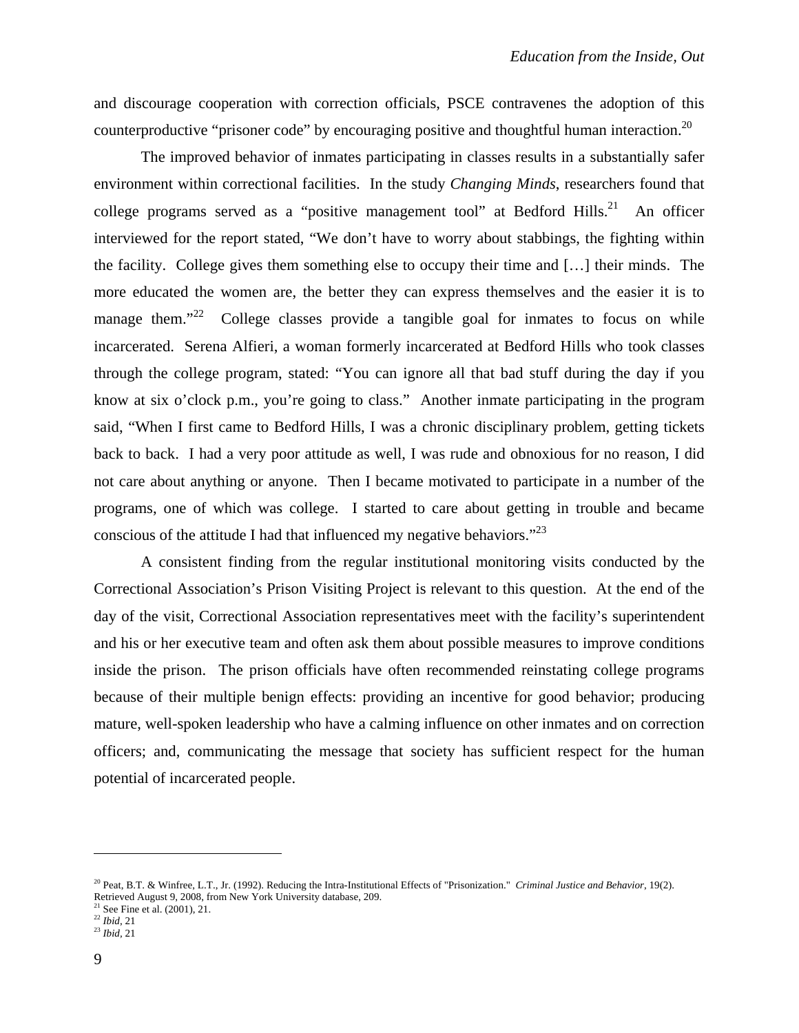and discourage cooperation with correction officials, PSCE contravenes the adoption of this counterproductive "prisoner code" by encouraging positive and thoughtful human interaction.[20]

The improved behavior of inmates participating in classes results in a substantially safer environment within correctional facilities. In the study *Changing Minds*, researchers found that college programs served as a "positive management tool" at Bedford Hills.[21] An officer interviewed for the report stated, "We don't have to worry about stabbings, the fighting within the facility. College gives them something else to occupy their time and […] their minds. The more educated the women are, the better they can express themselves and the easier it is to manage them."[22] College classes provide a tangible goal for inmates to focus on while incarcerated. Serena Alfieri, a woman formerly incarcerated at Bedford Hills who took classes through the college program, stated: "You can ignore all that bad stuff during the day if you know at six o'clock p.m., you're going to class." Another inmate participating in the program said, "When I first came to Bedford Hills, I was a chronic disciplinary problem, getting tickets back to back. I had a very poor attitude as well, I was rude and obnoxious for no reason, I did not care about anything or anyone. Then I became motivated to participate in a number of the programs, one of which was college. I started to care about getting in trouble and became conscious of the attitude I had that influenced my negative behaviors."[23]

A consistent finding from the regular institutional monitoring visits conducted by the Correctional Association's Prison Visiting Project is relevant to this question. At the end of the day of the visit, Correctional Association representatives meet with the facility's superintendent and his or her executive team and often ask them about possible measures to improve conditions inside the prison. The prison officials have often recommended reinstating college programs because of their multiple benign effects: providing an incentive for good behavior; producing mature, well-spoken leadership who have a calming influence on other inmates and on correction officers; and, communicating the message that society has sufficient respect for the human potential of incarcerated people.

---

[20] Peat, B.T. & Winfree, L.T., Jr. (1992). Reducing the Intra-Institutional Effects of "Prisonization." *Criminal Justice and Behavior*, 19(2). Retrieved August 9, 2008, from New York University database, 209.

[21] See Fine et al. (2001), 21.

[22] *Ibid*, 21

[23] *Ibid*, 21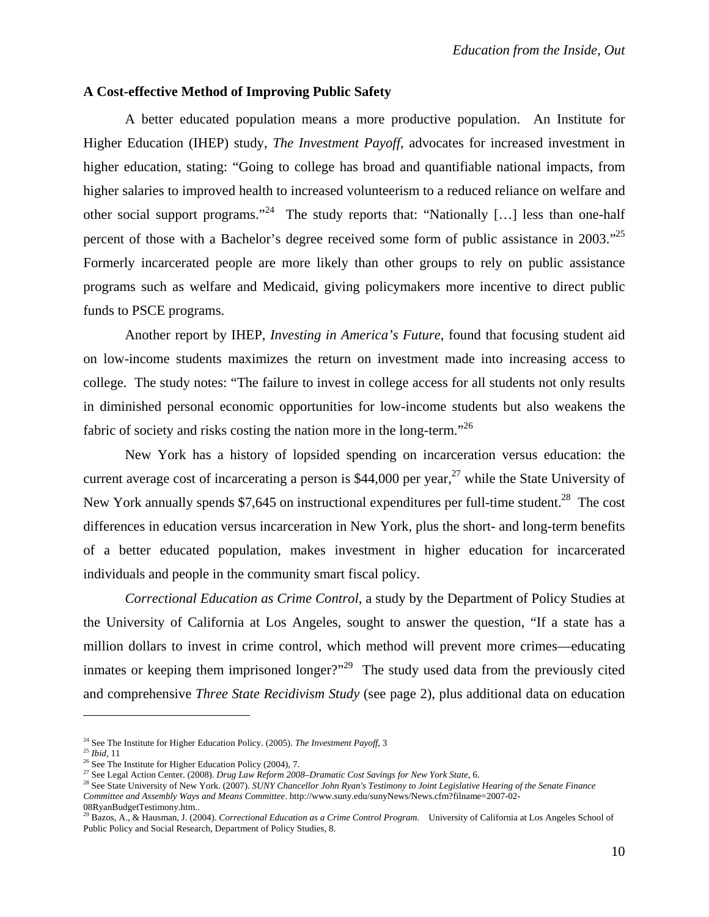**A Cost-effective Method of Improving Public Safety**

A better educated population means a more productive population. An Institute for Higher Education (IHEP) study, *The Investment Payoff*, advocates for increased investment in higher education, stating: "Going to college has broad and quantifiable national impacts, from higher salaries to improved health to increased volunteerism to a reduced reliance on welfare and other social support programs."[24] The study reports that: "Nationally […] less than one-half percent of those with a Bachelor's degree received some form of public assistance in 2003."[25] Formerly incarcerated people are more likely than other groups to rely on public assistance programs such as welfare and Medicaid, giving policymakers more incentive to direct public funds to PSCE programs.

Another report by IHEP, *Investing in America's Future*, found that focusing student aid on low-income students maximizes the return on investment made into increasing access to college. The study notes: "The failure to invest in college access for all students not only results in diminished personal economic opportunities for low-income students but also weakens the fabric of society and risks costing the nation more in the long-term."[26]

New York has a history of lopsided spending on incarceration versus education: the current average cost of incarcerating a person is $44,000 per year,[27] while the State University of New York annually spends $7,645 on instructional expenditures per full-time student.[28] The cost differences in education versus incarceration in New York, plus the short- and long-term benefits of a better educated population, makes investment in higher education for incarcerated individuals and people in the community smart fiscal policy.

*Correctional Education as Crime Control*, a study by the Department of Policy Studies at the University of California at Los Angeles, sought to answer the question, "If a state has a million dollars to invest in crime control, which method will prevent more crimes—educating inmates or keeping them imprisoned longer?"[29] The study used data from the previously cited and comprehensive *Three State Recidivism Study* (see page 2), plus additional data on education

---

[24] See The Institute for Higher Education Policy. (2005). *The Investment Payoff*, 3

[25] *Ibid*, 11

[26] See The Institute for Higher Education Policy (2004), 7.

[27] See Legal Action Center. (2008). *Drug Law Reform 2008–Dramatic Cost Savings for New York State*, 6.

[28] See State University of New York. (2007). *SUNY Chancellor John Ryan's Testimony to Joint Legislative Hearing of the Senate Finance Committee and Assembly Ways and Means Committee*. http://www.suny.edu/sunyNews/News.cfm?filname=2007-02-08RyanBudgetTestimony.htm..

[29] Bazos, A., & Hausman, J. (2004). *Correctional Education as a Crime Control Program.* University of California at Los Angeles School of Public Policy and Social Research, Department of Policy Studies, 8.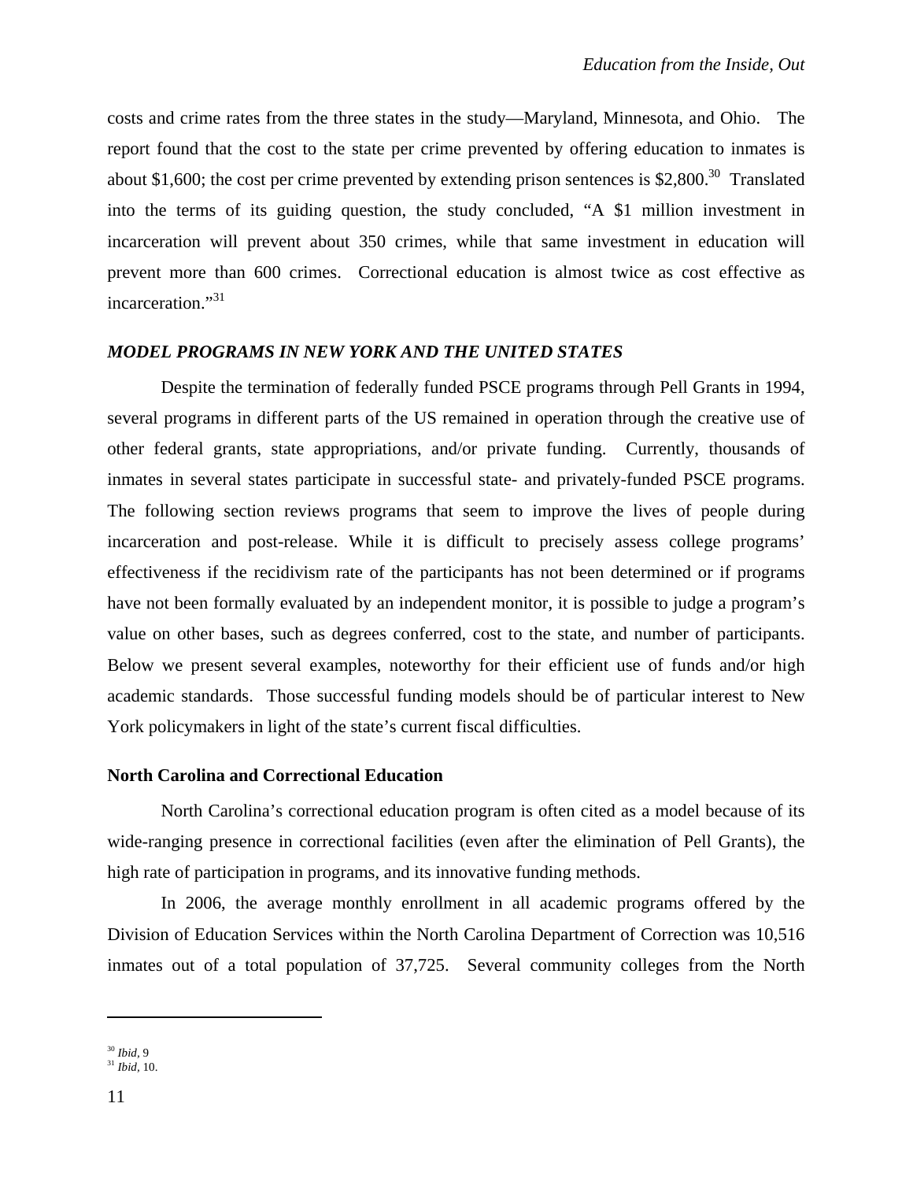costs and crime rates from the three states in the study—Maryland, Minnesota, and Ohio. The report found that the cost to the state per crime prevented by offering education to inmates is about $1,600; the cost per crime prevented by extending prison sentences is $2,800.[30] Translated into the terms of its guiding question, the study concluded, "A $1 million investment in incarceration will prevent about 350 crimes, while that same investment in education will prevent more than 600 crimes. Correctional education is almost twice as cost effective as incarceration."[31]

### *MODEL PROGRAMS IN NEW YORK AND THE UNITED STATES*

Despite the termination of federally funded PSCE programs through Pell Grants in 1994, several programs in different parts of the US remained in operation through the creative use of other federal grants, state appropriations, and/or private funding. Currently, thousands of inmates in several states participate in successful state- and privately-funded PSCE programs. The following section reviews programs that seem to improve the lives of people during incarceration and post-release. While it is difficult to precisely assess college programs' effectiveness if the recidivism rate of the participants has not been determined or if programs have not been formally evaluated by an independent monitor, it is possible to judge a program's value on other bases, such as degrees conferred, cost to the state, and number of participants. Below we present several examples, noteworthy for their efficient use of funds and/or high academic standards. Those successful funding models should be of particular interest to New York policymakers in light of the state's current fiscal difficulties.

#### North Carolina and Correctional Education

North Carolina's correctional education program is often cited as a model because of its wide-ranging presence in correctional facilities (even after the elimination of Pell Grants), the high rate of participation in programs, and its innovative funding methods.

In 2006, the average monthly enrollment in all academic programs offered by the Division of Education Services within the North Carolina Department of Correction was 10,516 inmates out of a total population of 37,725. Several community colleges from the North

---

[30] *Ibid*, 9

[31] *Ibid*, 10.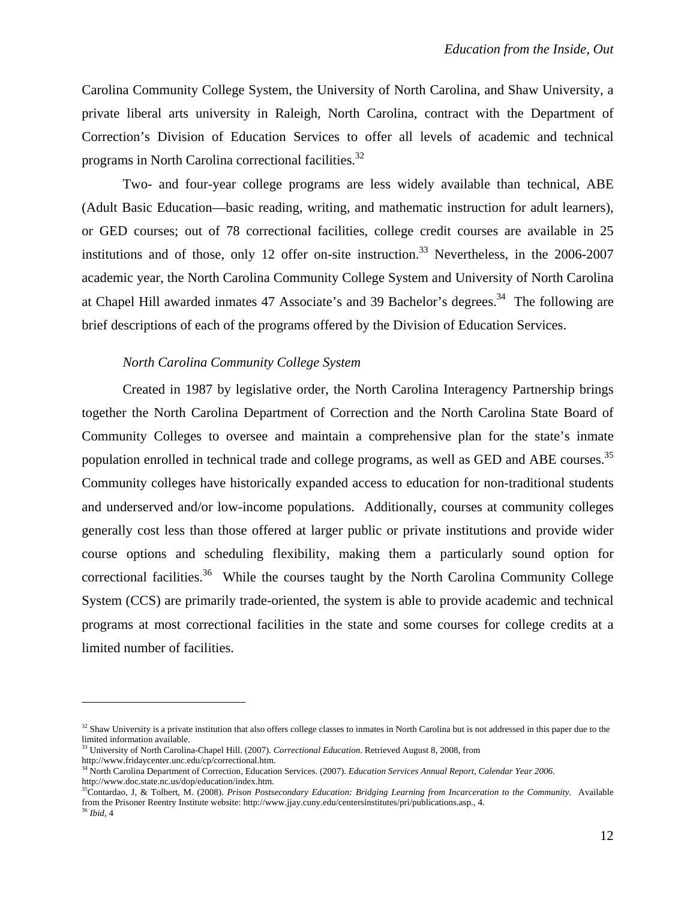Carolina Community College System, the University of North Carolina, and Shaw University, a private liberal arts university in Raleigh, North Carolina, contract with the Department of Correction's Division of Education Services to offer all levels of academic and technical programs in North Carolina correctional facilities.[32]

Two- and four-year college programs are less widely available than technical, ABE (Adult Basic Education—basic reading, writing, and mathematic instruction for adult learners), or GED courses; out of 78 correctional facilities, college credit courses are available in 25 institutions and of those, only 12 offer on-site instruction.[33] Nevertheless, in the 2006-2007 academic year, the North Carolina Community College System and University of North Carolina at Chapel Hill awarded inmates 47 Associate's and 39 Bachelor's degrees.[34] The following are brief descriptions of each of the programs offered by the Division of Education Services.

*North Carolina Community College System*

Created in 1987 by legislative order, the North Carolina Interagency Partnership brings together the North Carolina Department of Correction and the North Carolina State Board of Community Colleges to oversee and maintain a comprehensive plan for the state's inmate population enrolled in technical trade and college programs, as well as GED and ABE courses.[35] Community colleges have historically expanded access to education for non-traditional students and underserved and/or low-income populations. Additionally, courses at community colleges generally cost less than those offered at larger public or private institutions and provide wider course options and scheduling flexibility, making them a particularly sound option for correctional facilities.[36] While the courses taught by the North Carolina Community College System (CCS) are primarily trade-oriented, the system is able to provide academic and technical programs at most correctional facilities in the state and some courses for college credits at a limited number of facilities.

---

[32] Shaw University is a private institution that also offers college classes to inmates in North Carolina but is not addressed in this paper due to the limited information available.

[33] University of North Carolina-Chapel Hill. (2007). *Correctional Education*. Retrieved August 8, 2008, from http://www.fridaycenter.unc.edu/cp/correctional.htm.

[34] North Carolina Department of Correction, Education Services. (2007). *Education Services Annual Report, Calendar Year 2006*. http://www.doc.state.nc.us/dop/education/index.htm.

[35] Contardao, J, & Tolbert, M. (2008). *Prison Postsecondary Education: Bridging Learning from Incarceration to the Community.* Available from the Prisoner Reentry Institute website: http://www.jjay.cuny.edu/centersinstitutes/pri/publications.asp., 4.

[36] *Ibid*, 4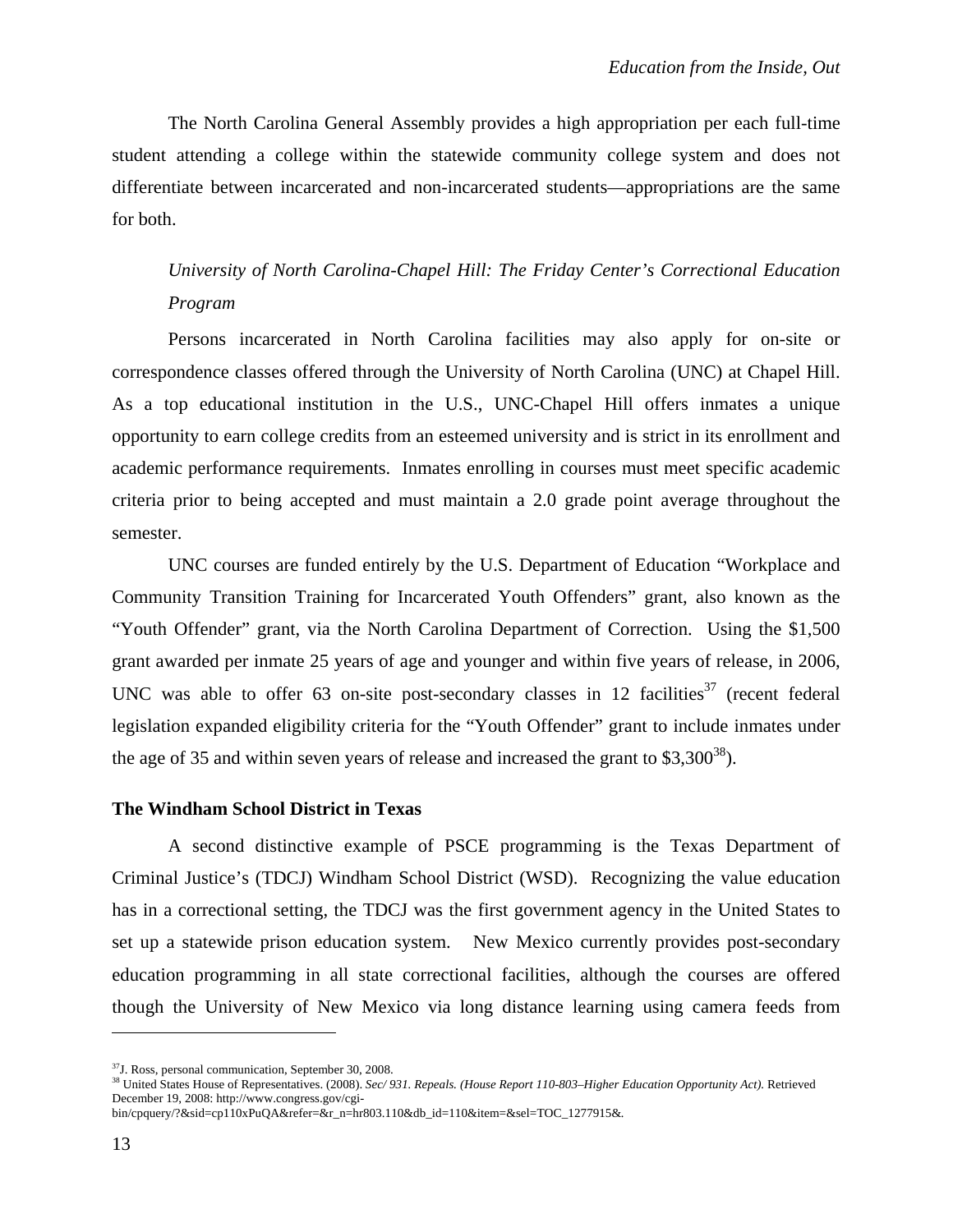The North Carolina General Assembly provides a high appropriation per each full-time student attending a college within the statewide community college system and does not differentiate between incarcerated and non-incarcerated students—appropriations are the same for both.

*University of North Carolina-Chapel Hill: The Friday Center's Correctional Education Program*

Persons incarcerated in North Carolina facilities may also apply for on-site or correspondence classes offered through the University of North Carolina (UNC) at Chapel Hill. As a top educational institution in the U.S., UNC-Chapel Hill offers inmates a unique opportunity to earn college credits from an esteemed university and is strict in its enrollment and academic performance requirements. Inmates enrolling in courses must meet specific academic criteria prior to being accepted and must maintain a 2.0 grade point average throughout the semester.

UNC courses are funded entirely by the U.S. Department of Education "Workplace and Community Transition Training for Incarcerated Youth Offenders" grant, also known as the "Youth Offender" grant, via the North Carolina Department of Correction. Using the $1,500 grant awarded per inmate 25 years of age and younger and within five years of release, in 2006, UNC was able to offer 63 on-site post-secondary classes in 12 facilities[37] (recent federal legislation expanded eligibility criteria for the "Youth Offender" grant to include inmates under the age of 35 and within seven years of release and increased the grant to $3,300[38]).

**The Windham School District in Texas**

A second distinctive example of PSCE programming is the Texas Department of Criminal Justice's (TDCJ) Windham School District (WSD). Recognizing the value education has in a correctional setting, the TDCJ was the first government agency in the United States to set up a statewide prison education system. New Mexico currently provides post-secondary education programming in all state correctional facilities, although the courses are offered though the University of New Mexico via long distance learning using camera feeds from

---

[37] J. Ross, personal communication, September 30, 2008.

[38] United States House of Representatives. (2008). *Sec/ 931. Repeals. (House Report 110-803–Higher Education Opportunity Act).* Retrieved December 19, 2008: http://www.congress.gov/cgi-bin/cpquery/?&sid=cp110xPuQA&refer=&r_n=hr803.110&db_id=110&item=&sel=TOC_1277915&.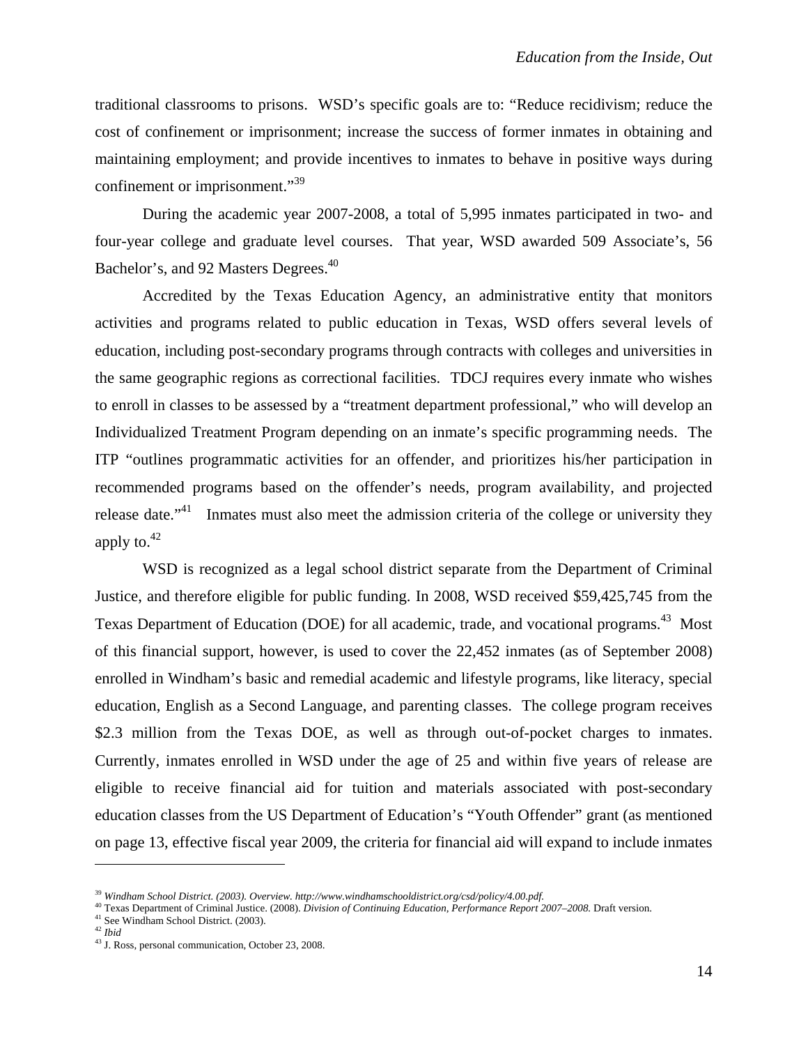traditional classrooms to prisons. WSD's specific goals are to: "Reduce recidivism; reduce the cost of confinement or imprisonment; increase the success of former inmates in obtaining and maintaining employment; and provide incentives to inmates to behave in positive ways during confinement or imprisonment."[39]

During the academic year 2007-2008, a total of 5,995 inmates participated in two- and four-year college and graduate level courses. That year, WSD awarded 509 Associate's, 56 Bachelor's, and 92 Masters Degrees.[40]

Accredited by the Texas Education Agency, an administrative entity that monitors activities and programs related to public education in Texas, WSD offers several levels of education, including post-secondary programs through contracts with colleges and universities in the same geographic regions as correctional facilities. TDCJ requires every inmate who wishes to enroll in classes to be assessed by a "treatment department professional," who will develop an Individualized Treatment Program depending on an inmate's specific programming needs. The ITP "outlines programmatic activities for an offender, and prioritizes his/her participation in recommended programs based on the offender's needs, program availability, and projected release date."[41] Inmates must also meet the admission criteria of the college or university they apply to.[42]

WSD is recognized as a legal school district separate from the Department of Criminal Justice, and therefore eligible for public funding. In 2008, WSD received $59,425,745 from the Texas Department of Education (DOE) for all academic, trade, and vocational programs.[43] Most of this financial support, however, is used to cover the 22,452 inmates (as of September 2008) enrolled in Windham's basic and remedial academic and lifestyle programs, like literacy, special education, English as a Second Language, and parenting classes. The college program receives $2.3 million from the Texas DOE, as well as through out-of-pocket charges to inmates. Currently, inmates enrolled in WSD under the age of 25 and within five years of release are eligible to receive financial aid for tuition and materials associated with post-secondary education classes from the US Department of Education's "Youth Offender" grant (as mentioned on page 13, effective fiscal year 2009, the criteria for financial aid will expand to include inmates

---

[39] *Windham School District. (2003). Overview. http://www.windhamschooldistrict.org/csd/policy/4.00.pdf.*

[40] Texas Department of Criminal Justice. (2008). *Division of Continuing Education, Performance Report 2007–2008.* Draft version.

[41] See Windham School District. (2003).

[42] *Ibid*

[43] J. Ross, personal communication, October 23, 2008.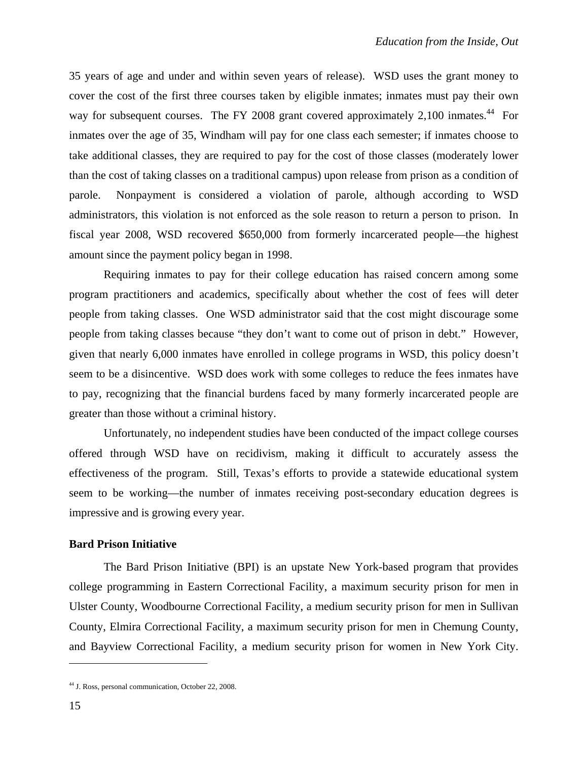35 years of age and under and within seven years of release). WSD uses the grant money to cover the cost of the first three courses taken by eligible inmates; inmates must pay their own way for subsequent courses. The FY 2008 grant covered approximately 2,100 inmates.[44] For inmates over the age of 35, Windham will pay for one class each semester; if inmates choose to take additional classes, they are required to pay for the cost of those classes (moderately lower than the cost of taking classes on a traditional campus) upon release from prison as a condition of parole. Nonpayment is considered a violation of parole, although according to WSD administrators, this violation is not enforced as the sole reason to return a person to prison. In fiscal year 2008, WSD recovered $650,000 from formerly incarcerated people—the highest amount since the payment policy began in 1998.

Requiring inmates to pay for their college education has raised concern among some program practitioners and academics, specifically about whether the cost of fees will deter people from taking classes. One WSD administrator said that the cost might discourage some people from taking classes because "they don't want to come out of prison in debt." However, given that nearly 6,000 inmates have enrolled in college programs in WSD, this policy doesn't seem to be a disincentive. WSD does work with some colleges to reduce the fees inmates have to pay, recognizing that the financial burdens faced by many formerly incarcerated people are greater than those without a criminal history.

Unfortunately, no independent studies have been conducted of the impact college courses offered through WSD have on recidivism, making it difficult to accurately assess the effectiveness of the program. Still, Texas's efforts to provide a statewide educational system seem to be working—the number of inmates receiving post-secondary education degrees is impressive and is growing every year.

**Bard Prison Initiative**

The Bard Prison Initiative (BPI) is an upstate New York-based program that provides college programming in Eastern Correctional Facility, a maximum security prison for men in Ulster County, Woodbourne Correctional Facility, a medium security prison for men in Sullivan County, Elmira Correctional Facility, a maximum security prison for men in Chemung County, and Bayview Correctional Facility, a medium security prison for women in New York City.

[44] J. Ross, personal communication, October 22, 2008.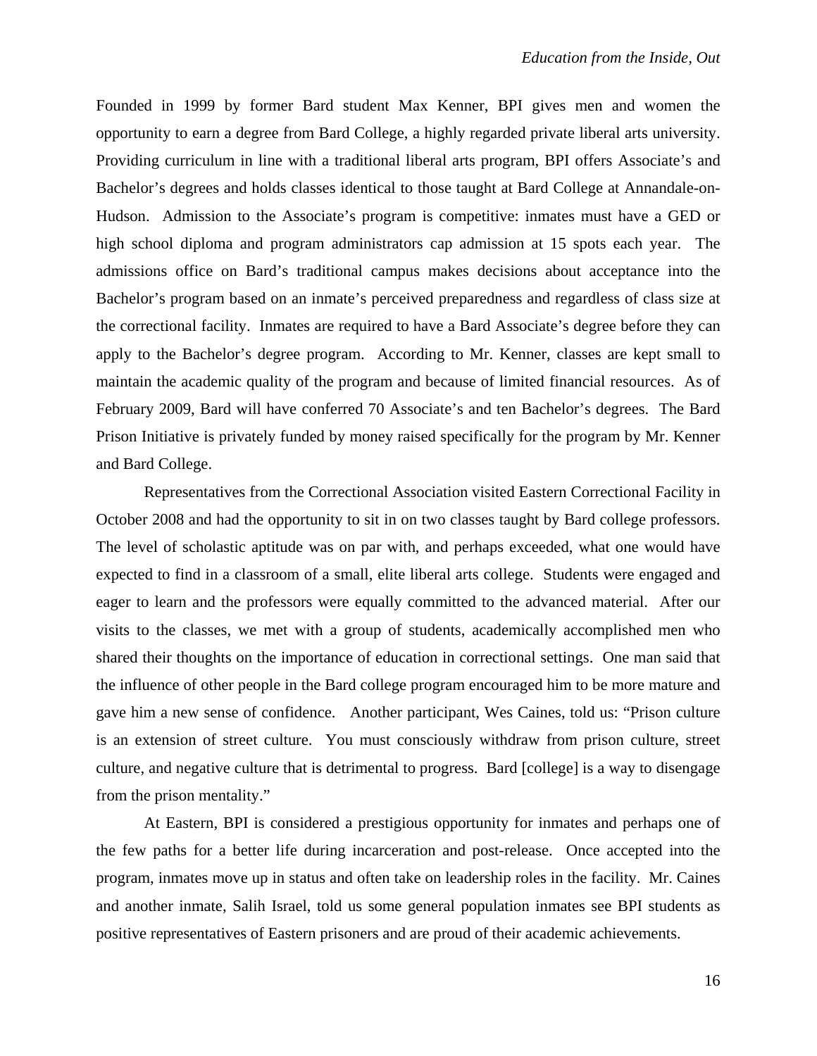Founded in 1999 by former Bard student Max Kenner, BPI gives men and women the opportunity to earn a degree from Bard College, a highly regarded private liberal arts university. Providing curriculum in line with a traditional liberal arts program, BPI offers Associate's and Bachelor's degrees and holds classes identical to those taught at Bard College at Annandale-on-Hudson. Admission to the Associate's program is competitive: inmates must have a GED or high school diploma and program administrators cap admission at 15 spots each year. The admissions office on Bard's traditional campus makes decisions about acceptance into the Bachelor's program based on an inmate's perceived preparedness and regardless of class size at the correctional facility. Inmates are required to have a Bard Associate's degree before they can apply to the Bachelor's degree program. According to Mr. Kenner, classes are kept small to maintain the academic quality of the program and because of limited financial resources. As of February 2009, Bard will have conferred 70 Associate's and ten Bachelor's degrees. The Bard Prison Initiative is privately funded by money raised specifically for the program by Mr. Kenner and Bard College.

Representatives from the Correctional Association visited Eastern Correctional Facility in October 2008 and had the opportunity to sit in on two classes taught by Bard college professors. The level of scholastic aptitude was on par with, and perhaps exceeded, what one would have expected to find in a classroom of a small, elite liberal arts college. Students were engaged and eager to learn and the professors were equally committed to the advanced material. After our visits to the classes, we met with a group of students, academically accomplished men who shared their thoughts on the importance of education in correctional settings. One man said that the influence of other people in the Bard college program encouraged him to be more mature and gave him a new sense of confidence. Another participant, Wes Caines, told us: "Prison culture is an extension of street culture. You must consciously withdraw from prison culture, street culture, and negative culture that is detrimental to progress. Bard [college] is a way to disengage from the prison mentality."

At Eastern, BPI is considered a prestigious opportunity for inmates and perhaps one of the few paths for a better life during incarceration and post-release. Once accepted into the program, inmates move up in status and often take on leadership roles in the facility. Mr. Caines and another inmate, Salih Israel, told us some general population inmates see BPI students as positive representatives of Eastern prisoners and are proud of their academic achievements.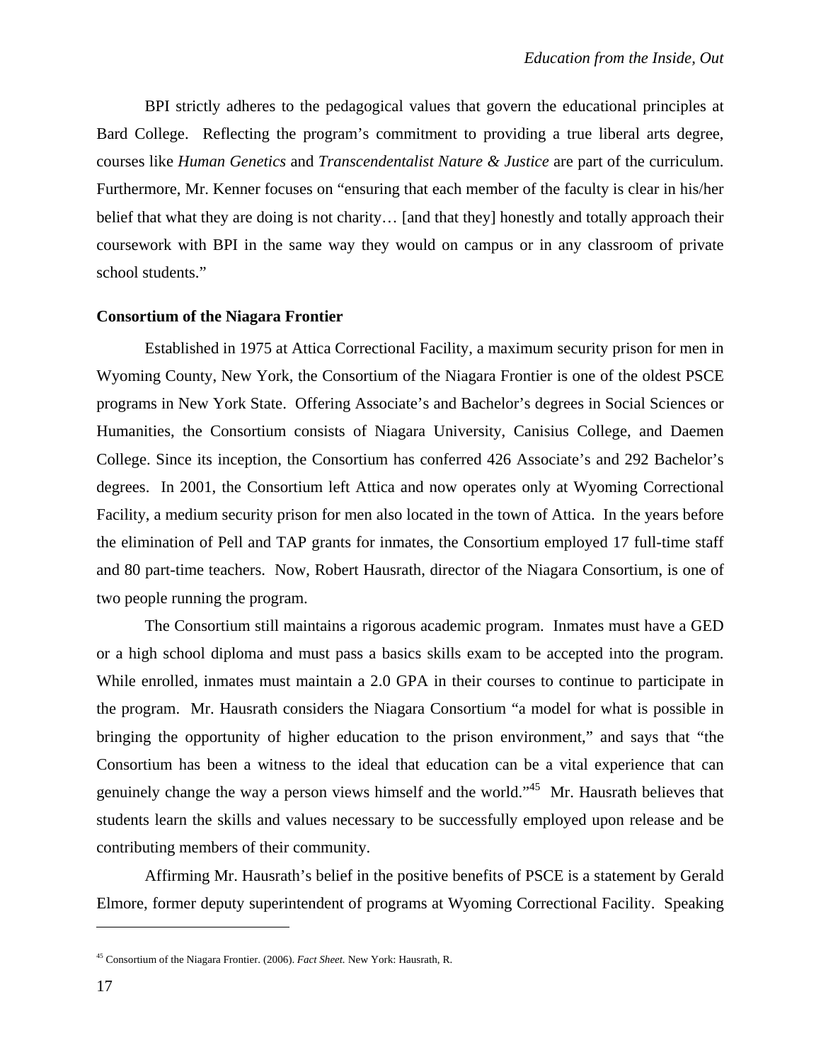BPI strictly adheres to the pedagogical values that govern the educational principles at Bard College. Reflecting the program's commitment to providing a true liberal arts degree, courses like *Human Genetics* and *Transcendentalist Nature & Justice* are part of the curriculum. Furthermore, Mr. Kenner focuses on "ensuring that each member of the faculty is clear in his/her belief that what they are doing is not charity… [and that they] honestly and totally approach their coursework with BPI in the same way they would on campus or in any classroom of private school students."

**Consortium of the Niagara Frontier**

Established in 1975 at Attica Correctional Facility, a maximum security prison for men in Wyoming County, New York, the Consortium of the Niagara Frontier is one of the oldest PSCE programs in New York State. Offering Associate's and Bachelor's degrees in Social Sciences or Humanities, the Consortium consists of Niagara University, Canisius College, and Daemen College. Since its inception, the Consortium has conferred 426 Associate's and 292 Bachelor's degrees. In 2001, the Consortium left Attica and now operates only at Wyoming Correctional Facility, a medium security prison for men also located in the town of Attica. In the years before the elimination of Pell and TAP grants for inmates, the Consortium employed 17 full-time staff and 80 part-time teachers. Now, Robert Hausrath, director of the Niagara Consortium, is one of two people running the program.

The Consortium still maintains a rigorous academic program. Inmates must have a GED or a high school diploma and must pass a basics skills exam to be accepted into the program. While enrolled, inmates must maintain a 2.0 GPA in their courses to continue to participate in the program. Mr. Hausrath considers the Niagara Consortium "a model for what is possible in bringing the opportunity of higher education to the prison environment," and says that "the Consortium has been a witness to the ideal that education can be a vital experience that can genuinely change the way a person views himself and the world."[45] Mr. Hausrath believes that students learn the skills and values necessary to be successfully employed upon release and be contributing members of their community.

Affirming Mr. Hausrath's belief in the positive benefits of PSCE is a statement by Gerald Elmore, former deputy superintendent of programs at Wyoming Correctional Facility. Speaking

---

[45] Consortium of the Niagara Frontier. (2006). *Fact Sheet.* New York: Hausrath, R.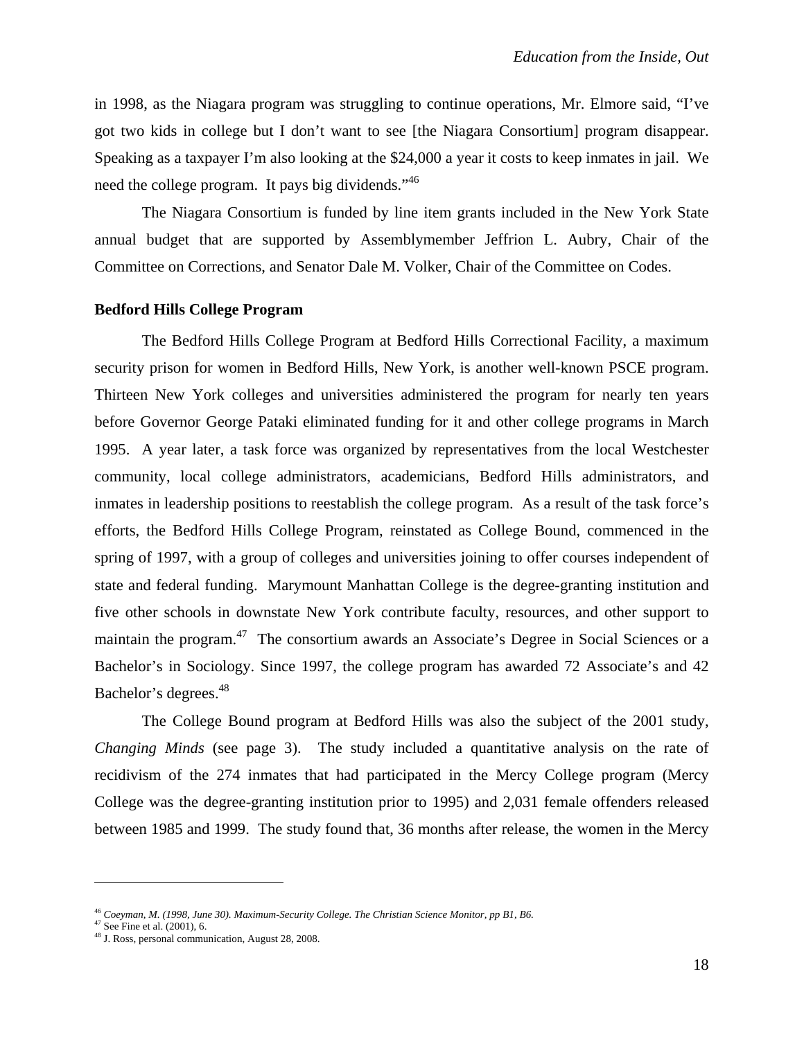in 1998, as the Niagara program was struggling to continue operations, Mr. Elmore said, "I've got two kids in college but I don't want to see [the Niagara Consortium] program disappear. Speaking as a taxpayer I'm also looking at the $24,000 a year it costs to keep inmates in jail. We need the college program. It pays big dividends."[46]

The Niagara Consortium is funded by line item grants included in the New York State annual budget that are supported by Assemblymember Jeffrion L. Aubry, Chair of the Committee on Corrections, and Senator Dale M. Volker, Chair of the Committee on Codes.

**Bedford Hills College Program**

The Bedford Hills College Program at Bedford Hills Correctional Facility, a maximum security prison for women in Bedford Hills, New York, is another well-known PSCE program. Thirteen New York colleges and universities administered the program for nearly ten years before Governor George Pataki eliminated funding for it and other college programs in March 1995. A year later, a task force was organized by representatives from the local Westchester community, local college administrators, academicians, Bedford Hills administrators, and inmates in leadership positions to reestablish the college program. As a result of the task force's efforts, the Bedford Hills College Program, reinstated as College Bound, commenced in the spring of 1997, with a group of colleges and universities joining to offer courses independent of state and federal funding. Marymount Manhattan College is the degree-granting institution and five other schools in downstate New York contribute faculty, resources, and other support to maintain the program.[47] The consortium awards an Associate's Degree in Social Sciences or a Bachelor's in Sociology. Since 1997, the college program has awarded 72 Associate's and 42 Bachelor's degrees.[48]

The College Bound program at Bedford Hills was also the subject of the 2001 study, *Changing Minds* (see page 3). The study included a quantitative analysis on the rate of recidivism of the 274 inmates that had participated in the Mercy College program (Mercy College was the degree-granting institution prior to 1995) and 2,031 female offenders released between 1985 and 1999. The study found that, 36 months after release, the women in the Mercy

---

[46] *Coeyman, M. (1998, June 30). Maximum-Security College. The Christian Science Monitor, pp B1, B6.*
[47] See Fine et al. (2001), 6.
[48] J. Ross, personal communication, August 28, 2008.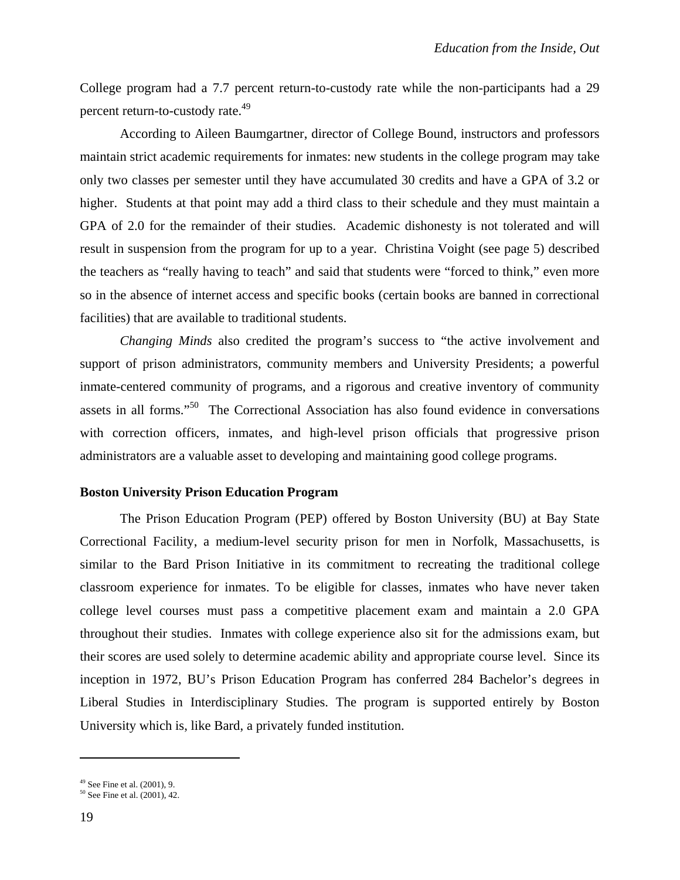College program had a 7.7 percent return-to-custody rate while the non-participants had a 29 percent return-to-custody rate.[49]

According to Aileen Baumgartner, director of College Bound, instructors and professors maintain strict academic requirements for inmates: new students in the college program may take only two classes per semester until they have accumulated 30 credits and have a GPA of 3.2 or higher. Students at that point may add a third class to their schedule and they must maintain a GPA of 2.0 for the remainder of their studies. Academic dishonesty is not tolerated and will result in suspension from the program for up to a year. Christina Voight (see page 5) described the teachers as "really having to teach" and said that students were "forced to think," even more so in the absence of internet access and specific books (certain books are banned in correctional facilities) that are available to traditional students.

*Changing Minds* also credited the program's success to "the active involvement and support of prison administrators, community members and University Presidents; a powerful inmate-centered community of programs, and a rigorous and creative inventory of community assets in all forms."[50] The Correctional Association has also found evidence in conversations with correction officers, inmates, and high-level prison officials that progressive prison administrators are a valuable asset to developing and maintaining good college programs.

**Boston University Prison Education Program**

The Prison Education Program (PEP) offered by Boston University (BU) at Bay State Correctional Facility, a medium-level security prison for men in Norfolk, Massachusetts, is similar to the Bard Prison Initiative in its commitment to recreating the traditional college classroom experience for inmates. To be eligible for classes, inmates who have never taken college level courses must pass a competitive placement exam and maintain a 2.0 GPA throughout their studies. Inmates with college experience also sit for the admissions exam, but their scores are used solely to determine academic ability and appropriate course level. Since its inception in 1972, BU's Prison Education Program has conferred 284 Bachelor's degrees in Liberal Studies in Interdisciplinary Studies. The program is supported entirely by Boston University which is, like Bard, a privately funded institution.

---

[49] See Fine et al. (2001), 9.

[50] See Fine et al. (2001), 42.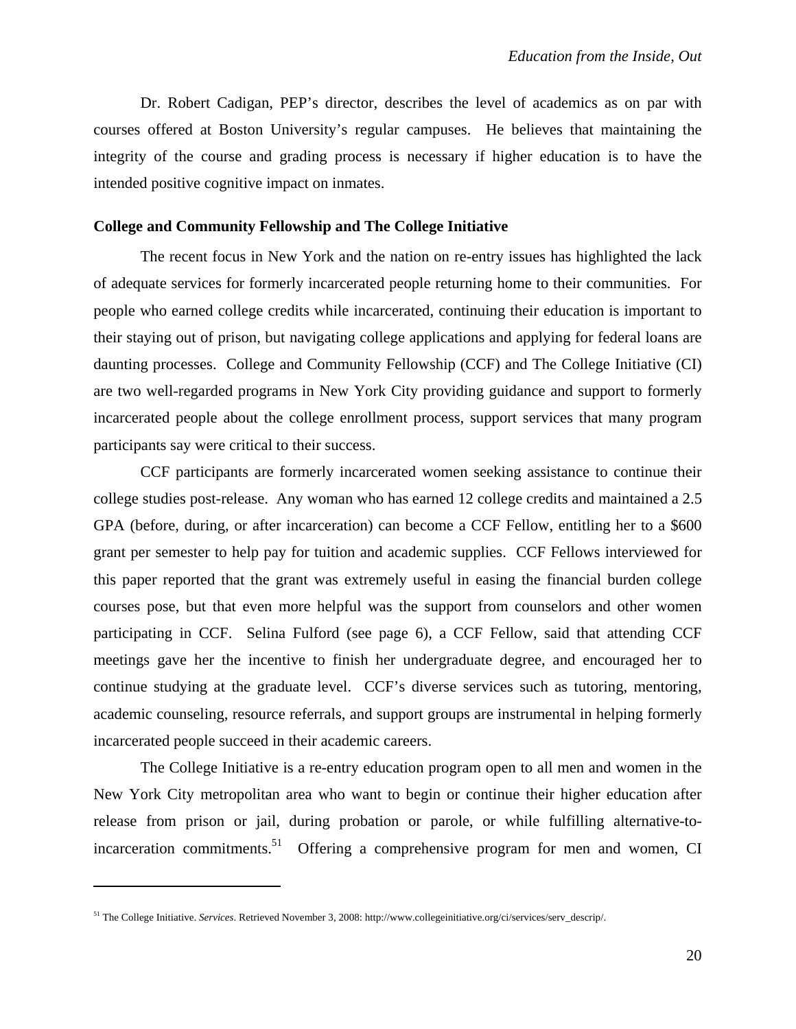Dr. Robert Cadigan, PEP's director, describes the level of academics as on par with courses offered at Boston University's regular campuses. He believes that maintaining the integrity of the course and grading process is necessary if higher education is to have the intended positive cognitive impact on inmates.

**College and Community Fellowship and The College Initiative**

The recent focus in New York and the nation on re-entry issues has highlighted the lack of adequate services for formerly incarcerated people returning home to their communities. For people who earned college credits while incarcerated, continuing their education is important to their staying out of prison, but navigating college applications and applying for federal loans are daunting processes. College and Community Fellowship (CCF) and The College Initiative (CI) are two well-regarded programs in New York City providing guidance and support to formerly incarcerated people about the college enrollment process, support services that many program participants say were critical to their success.

CCF participants are formerly incarcerated women seeking assistance to continue their college studies post-release. Any woman who has earned 12 college credits and maintained a 2.5 GPA (before, during, or after incarceration) can become a CCF Fellow, entitling her to a $600 grant per semester to help pay for tuition and academic supplies. CCF Fellows interviewed for this paper reported that the grant was extremely useful in easing the financial burden college courses pose, but that even more helpful was the support from counselors and other women participating in CCF. Selina Fulford (see page 6), a CCF Fellow, said that attending CCF meetings gave her the incentive to finish her undergraduate degree, and encouraged her to continue studying at the graduate level. CCF's diverse services such as tutoring, mentoring, academic counseling, resource referrals, and support groups are instrumental in helping formerly incarcerated people succeed in their academic careers.

The College Initiative is a re-entry education program open to all men and women in the New York City metropolitan area who want to begin or continue their higher education after release from prison or jail, during probation or parole, or while fulfilling alternative-to-incarceration commitments.[51] Offering a comprehensive program for men and women, CI

---

[51] The College Initiative. *Services*. Retrieved November 3, 2008: http://www.collegeinitiative.org/ci/services/serv_descrip/.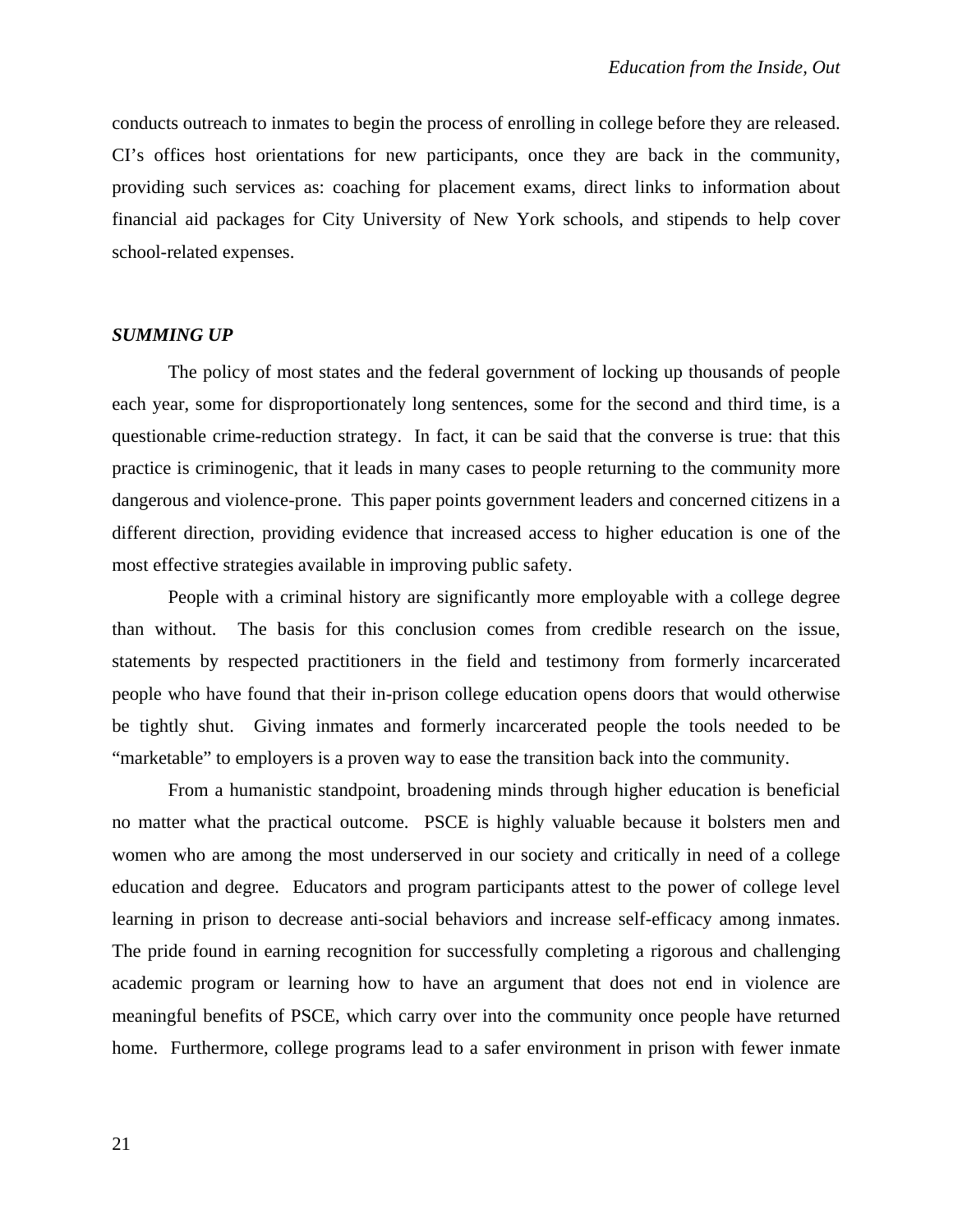conducts outreach to inmates to begin the process of enrolling in college before they are released. CI's offices host orientations for new participants, once they are back in the community, providing such services as: coaching for placement exams, direct links to information about financial aid packages for City University of New York schools, and stipends to help cover school-related expenses.

### *SUMMING UP*

The policy of most states and the federal government of locking up thousands of people each year, some for disproportionately long sentences, some for the second and third time, is a questionable crime-reduction strategy. In fact, it can be said that the converse is true: that this practice is criminogenic, that it leads in many cases to people returning to the community more dangerous and violence-prone. This paper points government leaders and concerned citizens in a different direction, providing evidence that increased access to higher education is one of the most effective strategies available in improving public safety.

People with a criminal history are significantly more employable with a college degree than without. The basis for this conclusion comes from credible research on the issue, statements by respected practitioners in the field and testimony from formerly incarcerated people who have found that their in-prison college education opens doors that would otherwise be tightly shut. Giving inmates and formerly incarcerated people the tools needed to be "marketable" to employers is a proven way to ease the transition back into the community.

From a humanistic standpoint, broadening minds through higher education is beneficial no matter what the practical outcome. PSCE is highly valuable because it bolsters men and women who are among the most underserved in our society and critically in need of a college education and degree. Educators and program participants attest to the power of college level learning in prison to decrease anti-social behaviors and increase self-efficacy among inmates. The pride found in earning recognition for successfully completing a rigorous and challenging academic program or learning how to have an argument that does not end in violence are meaningful benefits of PSCE, which carry over into the community once people have returned home. Furthermore, college programs lead to a safer environment in prison with fewer inmate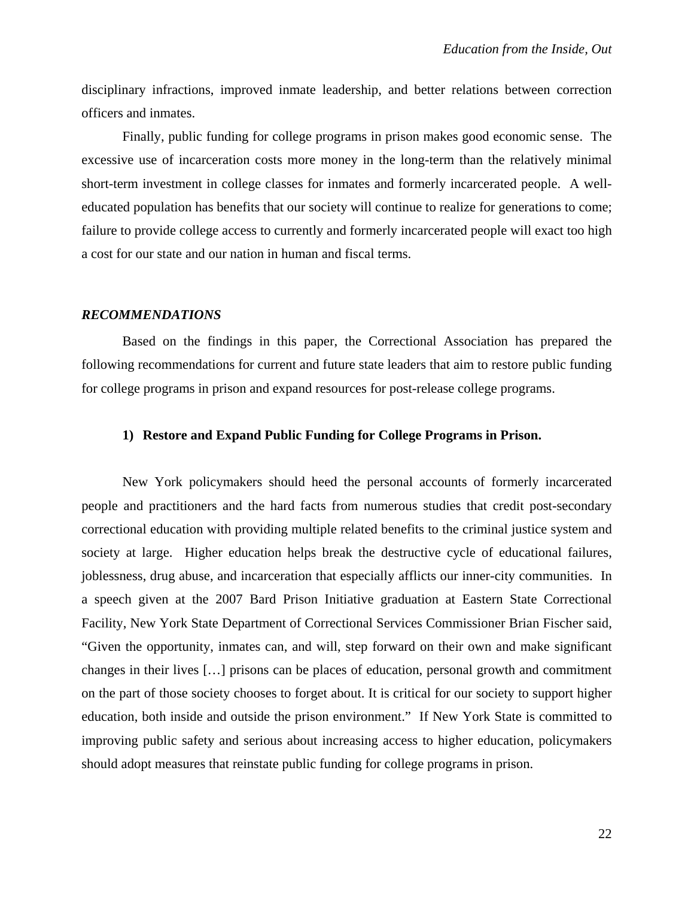disciplinary infractions, improved inmate leadership, and better relations between correction officers and inmates.

Finally, public funding for college programs in prison makes good economic sense. The excessive use of incarceration costs more money in the long-term than the relatively minimal short-term investment in college classes for inmates and formerly incarcerated people. A well-educated population has benefits that our society will continue to realize for generations to come; failure to provide college access to currently and formerly incarcerated people will exact too high a cost for our state and our nation in human and fiscal terms.

### *RECOMMENDATIONS*

Based on the findings in this paper, the Correctional Association has prepared the following recommendations for current and future state leaders that aim to restore public funding for college programs in prison and expand resources for post-release college programs.

#### 1) Restore and Expand Public Funding for College Programs in Prison.

New York policymakers should heed the personal accounts of formerly incarcerated people and practitioners and the hard facts from numerous studies that credit post-secondary correctional education with providing multiple related benefits to the criminal justice system and society at large. Higher education helps break the destructive cycle of educational failures, joblessness, drug abuse, and incarceration that especially afflicts our inner-city communities. In a speech given at the 2007 Bard Prison Initiative graduation at Eastern State Correctional Facility, New York State Department of Correctional Services Commissioner Brian Fischer said, "Given the opportunity, inmates can, and will, step forward on their own and make significant changes in their lives […] prisons can be places of education, personal growth and commitment on the part of those society chooses to forget about. It is critical for our society to support higher education, both inside and outside the prison environment." If New York State is committed to improving public safety and serious about increasing access to higher education, policymakers should adopt measures that reinstate public funding for college programs in prison.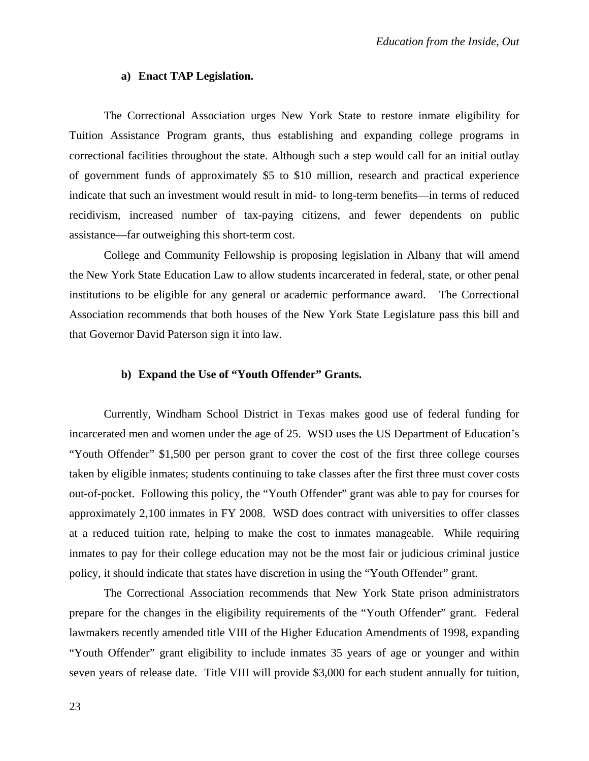### a) Enact TAP Legislation.

The Correctional Association urges New York State to restore inmate eligibility for Tuition Assistance Program grants, thus establishing and expanding college programs in correctional facilities throughout the state. Although such a step would call for an initial outlay of government funds of approximately \$5 to \$10 million, research and practical experience indicate that such an investment would result in mid- to long-term benefits—in terms of reduced recidivism, increased number of tax-paying citizens, and fewer dependents on public assistance—far outweighing this short-term cost.

College and Community Fellowship is proposing legislation in Albany that will amend the New York State Education Law to allow students incarcerated in federal, state, or other penal institutions to be eligible for any general or academic performance award. The Correctional Association recommends that both houses of the New York State Legislature pass this bill and that Governor David Paterson sign it into law.

### b) Expand the Use of "Youth Offender" Grants.

Currently, Windham School District in Texas makes good use of federal funding for incarcerated men and women under the age of 25. WSD uses the US Department of Education's "Youth Offender" \$1,500 per person grant to cover the cost of the first three college courses taken by eligible inmates; students continuing to take classes after the first three must cover costs out-of-pocket. Following this policy, the "Youth Offender" grant was able to pay for courses for approximately 2,100 inmates in FY 2008. WSD does contract with universities to offer classes at a reduced tuition rate, helping to make the cost to inmates manageable. While requiring inmates to pay for their college education may not be the most fair or judicious criminal justice policy, it should indicate that states have discretion in using the "Youth Offender" grant.

The Correctional Association recommends that New York State prison administrators prepare for the changes in the eligibility requirements of the "Youth Offender" grant. Federal lawmakers recently amended title VIII of the Higher Education Amendments of 1998, expanding "Youth Offender" grant eligibility to include inmates 35 years of age or younger and within seven years of release date. Title VIII will provide \$3,000 for each student annually for tuition,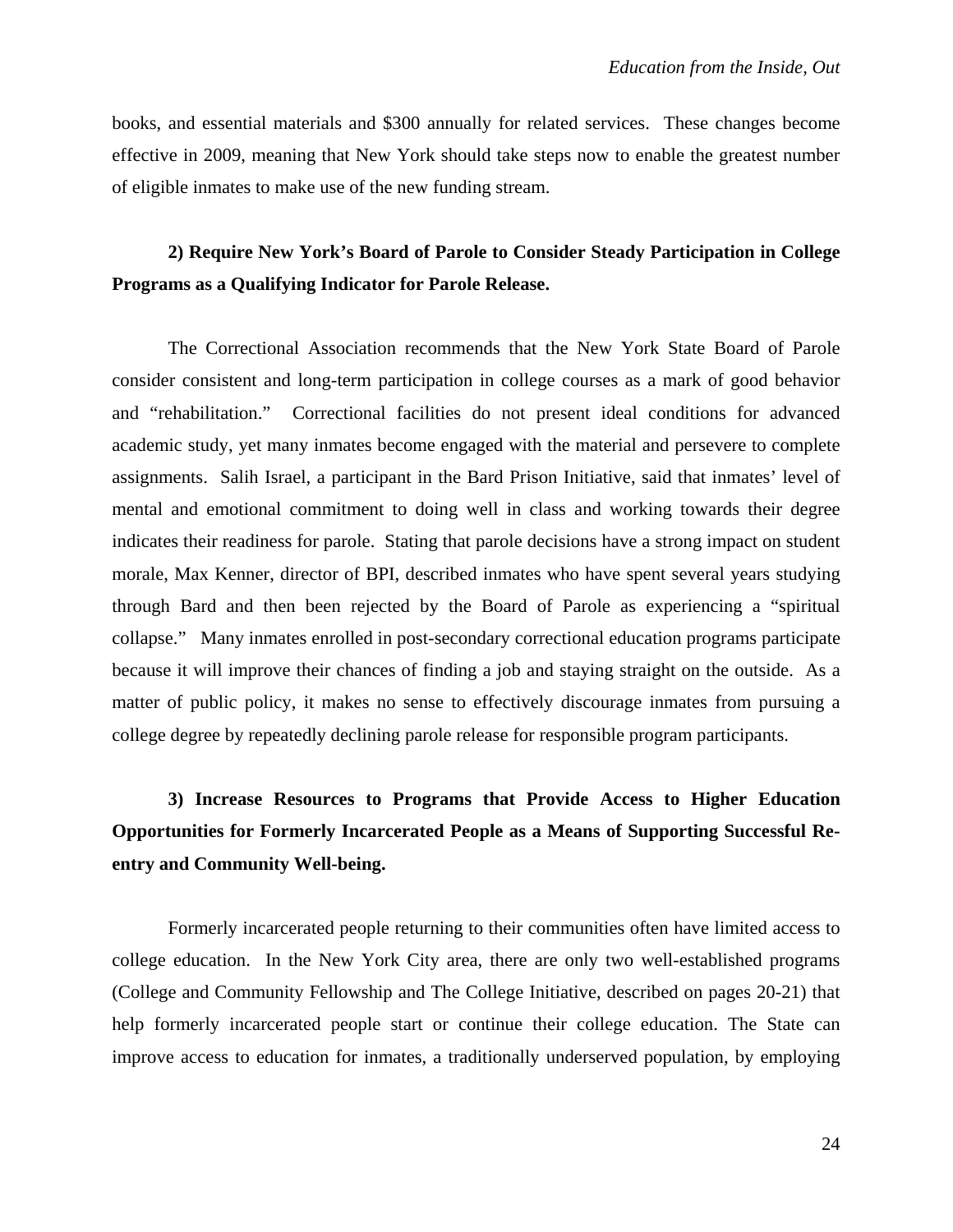books, and essential materials and $300 annually for related services. These changes become effective in 2009, meaning that New York should take steps now to enable the greatest number of eligible inmates to make use of the new funding stream.

**2) Require New York's Board of Parole to Consider Steady Participation in College Programs as a Qualifying Indicator for Parole Release.**

The Correctional Association recommends that the New York State Board of Parole consider consistent and long-term participation in college courses as a mark of good behavior and "rehabilitation." Correctional facilities do not present ideal conditions for advanced academic study, yet many inmates become engaged with the material and persevere to complete assignments. Salih Israel, a participant in the Bard Prison Initiative, said that inmates' level of mental and emotional commitment to doing well in class and working towards their degree indicates their readiness for parole. Stating that parole decisions have a strong impact on student morale, Max Kenner, director of BPI, described inmates who have spent several years studying through Bard and then been rejected by the Board of Parole as experiencing a "spiritual collapse." Many inmates enrolled in post-secondary correctional education programs participate because it will improve their chances of finding a job and staying straight on the outside. As a matter of public policy, it makes no sense to effectively discourage inmates from pursuing a college degree by repeatedly declining parole release for responsible program participants.

**3) Increase Resources to Programs that Provide Access to Higher Education Opportunities for Formerly Incarcerated People as a Means of Supporting Successful Re-entry and Community Well-being.**

Formerly incarcerated people returning to their communities often have limited access to college education. In the New York City area, there are only two well-established programs (College and Community Fellowship and The College Initiative, described on pages 20-21) that help formerly incarcerated people start or continue their college education. The State can improve access to education for inmates, a traditionally underserved population, by employing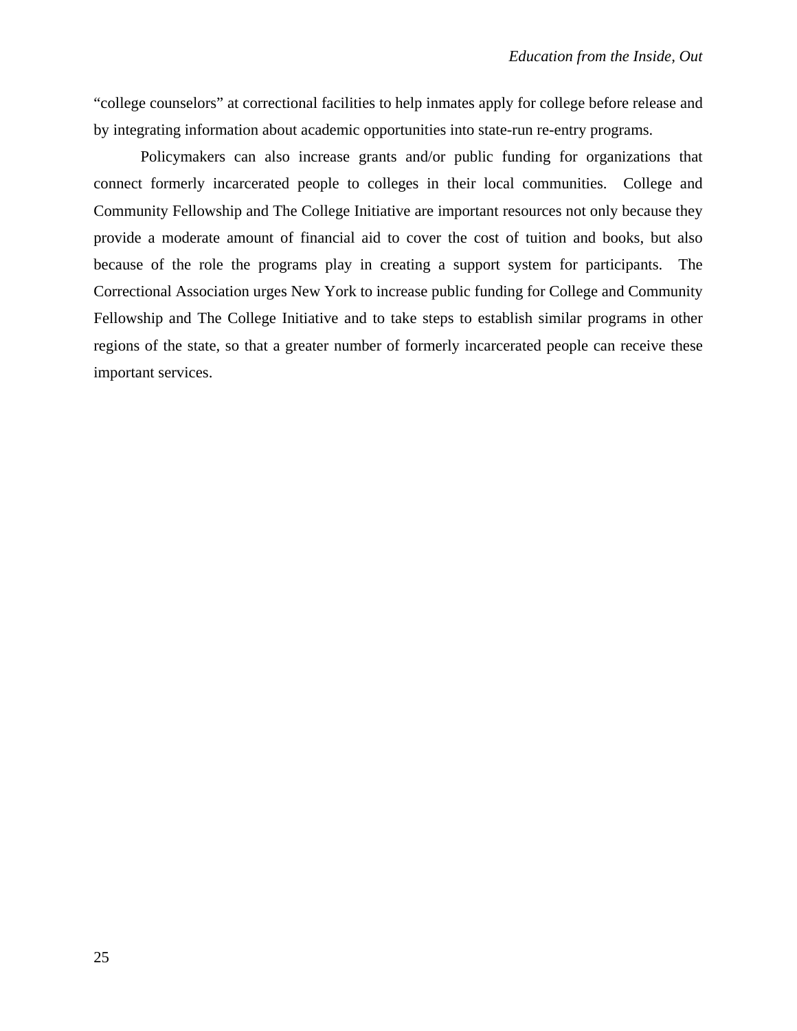"college counselors" at correctional facilities to help inmates apply for college before release and by integrating information about academic opportunities into state-run re-entry programs.

Policymakers can also increase grants and/or public funding for organizations that connect formerly incarcerated people to colleges in their local communities. College and Community Fellowship and The College Initiative are important resources not only because they provide a moderate amount of financial aid to cover the cost of tuition and books, but also because of the role the programs play in creating a support system for participants. The Correctional Association urges New York to increase public funding for College and Community Fellowship and The College Initiative and to take steps to establish similar programs in other regions of the state, so that a greater number of formerly incarcerated people can receive these important services.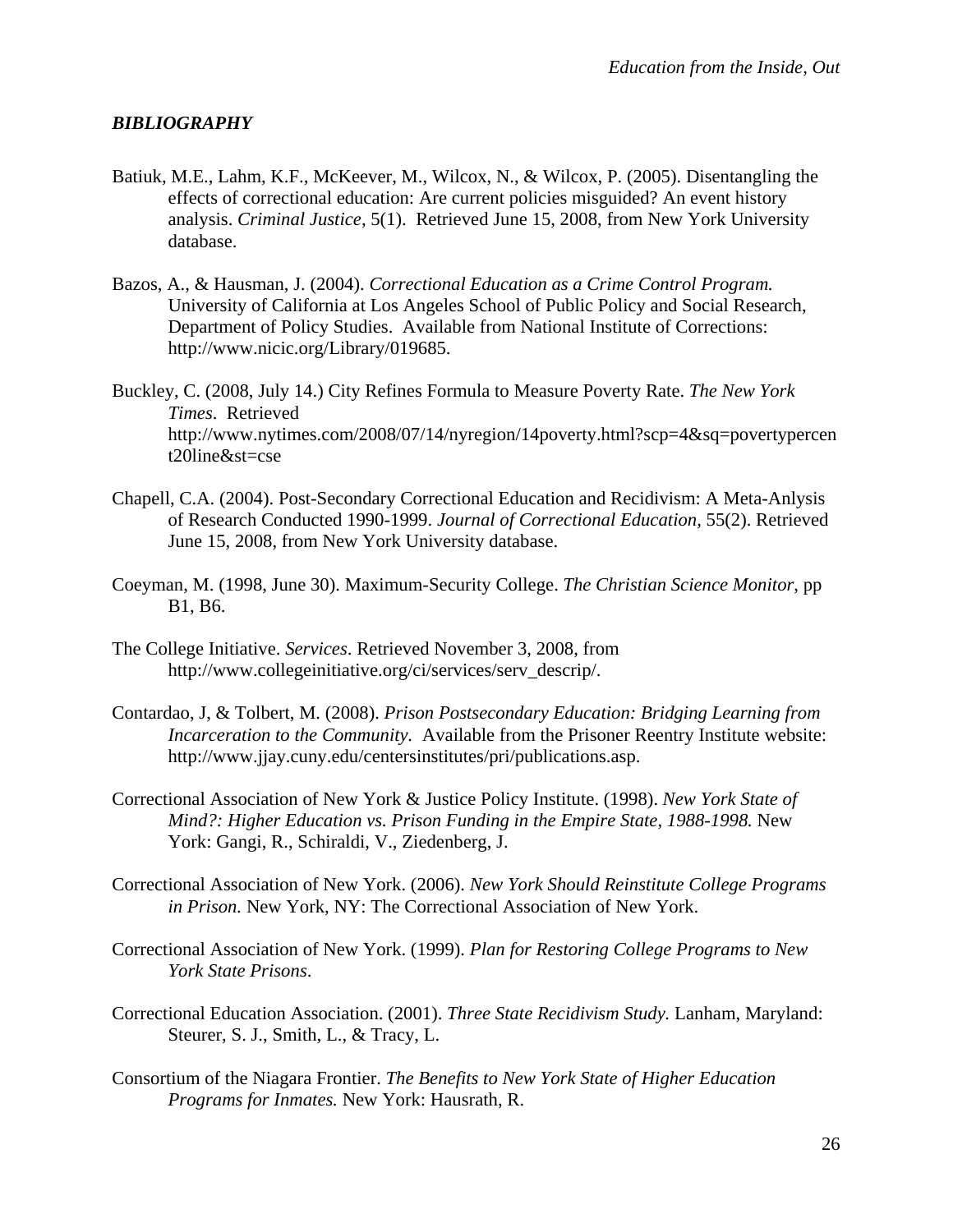## *BIBLIOGRAPHY*

Batiuk, M.E., Lahm, K.F., McKeever, M., Wilcox, N., & Wilcox, P. (2005). Disentangling the effects of correctional education: Are current policies misguided? An event history analysis. *Criminal Justice*, 5(1). Retrieved June 15, 2008, from New York University database.

Bazos, A., & Hausman, J. (2004). *Correctional Education as a Crime Control Program.* University of California at Los Angeles School of Public Policy and Social Research, Department of Policy Studies. Available from National Institute of Corrections: http://www.nicic.org/Library/019685.

Buckley, C. (2008, July 14.) City Refines Formula to Measure Poverty Rate. *The New York Times*. Retrieved http://www.nytimes.com/2008/07/14/nyregion/14poverty.html?scp=4&sq=povertypercent20line&st=cse

Chapell, C.A. (2004). Post-Secondary Correctional Education and Recidivism: A Meta-Anlysis of Research Conducted 1990-1999. *Journal of Correctional Education,* 55(2). Retrieved June 15, 2008, from New York University database.

Coeyman, M. (1998, June 30). Maximum-Security College. *The Christian Science Monitor*, pp B1, B6.

The College Initiative. *Services*. Retrieved November 3, 2008, from http://www.collegeinitiative.org/ci/services/serv_descrip/.

Contardao, J, & Tolbert, M. (2008). *Prison Postsecondary Education: Bridging Learning from Incarceration to the Community.* Available from the Prisoner Reentry Institute website: http://www.jjay.cuny.edu/centersinstitutes/pri/publications.asp.

Correctional Association of New York & Justice Policy Institute. (1998). *New York State of Mind?: Higher Education vs. Prison Funding in the Empire State, 1988-1998.* New York: Gangi, R., Schiraldi, V., Ziedenberg, J.

Correctional Association of New York. (2006). *New York Should Reinstitute College Programs in Prison.* New York, NY: The Correctional Association of New York.

Correctional Association of New York. (1999). *Plan for Restoring College Programs to New York State Prisons*.

Correctional Education Association. (2001). *Three State Recidivism Study.* Lanham, Maryland: Steurer, S. J., Smith, L., & Tracy, L.

Consortium of the Niagara Frontier. *The Benefits to New York State of Higher Education Programs for Inmates.* New York: Hausrath, R.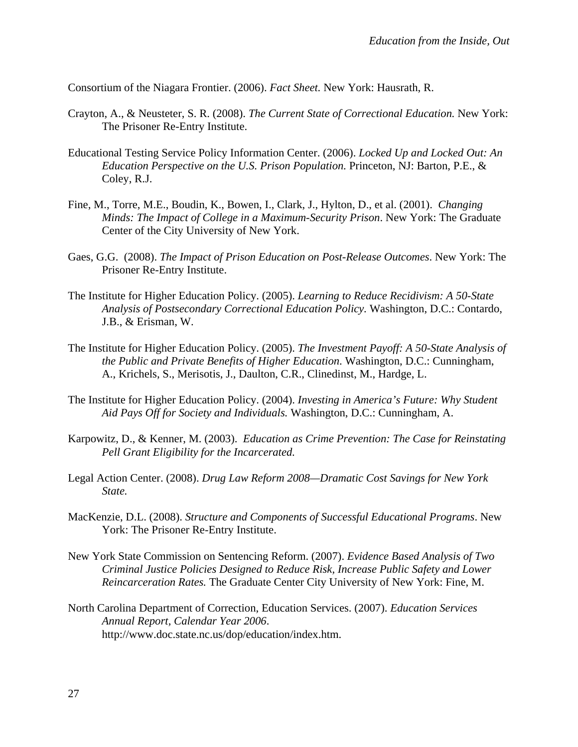Consortium of the Niagara Frontier. (2006). *Fact Sheet.* New York: Hausrath, R.

Crayton, A., & Neusteter, S. R. (2008). *The Current State of Correctional Education.* New York: The Prisoner Re-Entry Institute.

Educational Testing Service Policy Information Center. (2006). *Locked Up and Locked Out: An Education Perspective on the U.S. Prison Population.* Princeton, NJ: Barton, P.E., & Coley, R.J.

Fine, M., Torre, M.E., Boudin, K., Bowen, I., Clark, J., Hylton, D., et al. (2001). *Changing Minds: The Impact of College in a Maximum-Security Prison*. New York: The Graduate Center of the City University of New York.

Gaes, G.G. (2008). *The Impact of Prison Education on Post-Release Outcomes*. New York: The Prisoner Re-Entry Institute.

The Institute for Higher Education Policy. (2005). *Learning to Reduce Recidivism: A 50-State Analysis of Postsecondary Correctional Education Policy.* Washington, D.C.: Contardo, J.B., & Erisman, W.

The Institute for Higher Education Policy. (2005). *The Investment Payoff: A 50-State Analysis of the Public and Private Benefits of Higher Education*. Washington, D.C.: Cunningham, A., Krichels, S., Merisotis, J., Daulton, C.R., Clinedinst, M., Hardge, L.

The Institute for Higher Education Policy. (2004). *Investing in America's Future: Why Student Aid Pays Off for Society and Individuals.* Washington, D.C.: Cunningham, A.

Karpowitz, D., & Kenner, M. (2003). *Education as Crime Prevention: The Case for Reinstating Pell Grant Eligibility for the Incarcerated.*

Legal Action Center. (2008). *Drug Law Reform 2008—Dramatic Cost Savings for New York State.*

MacKenzie, D.L. (2008). *Structure and Components of Successful Educational Programs*. New York: The Prisoner Re-Entry Institute.

New York State Commission on Sentencing Reform. (2007). *Evidence Based Analysis of Two Criminal Justice Policies Designed to Reduce Risk, Increase Public Safety and Lower Reincarceration Rates.* The Graduate Center City University of New York: Fine, M.

North Carolina Department of Correction, Education Services. (2007). *Education Services Annual Report, Calendar Year 2006*. http://www.doc.state.nc.us/dop/education/index.htm.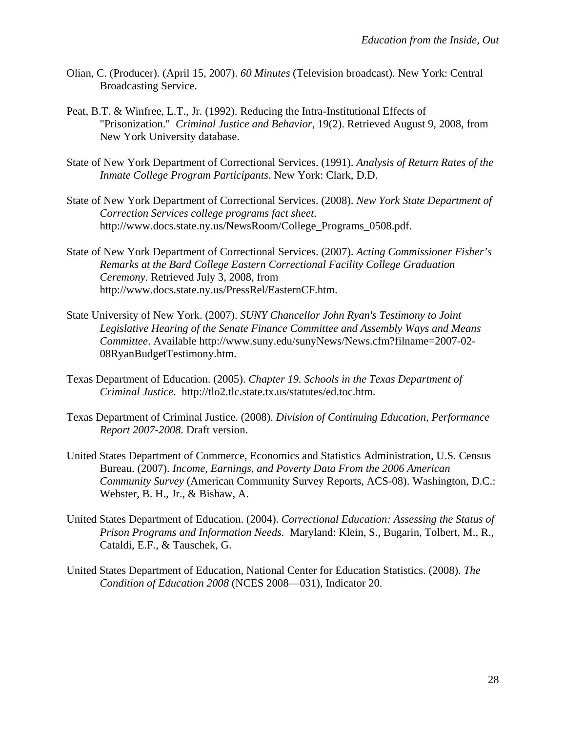Olian, C. (Producer). (April 15, 2007). *60 Minutes* (Television broadcast). New York: Central Broadcasting Service.

Peat, B.T. & Winfree, L.T., Jr. (1992). Reducing the Intra-Institutional Effects of "Prisonization." *Criminal Justice and Behavior*, 19(2). Retrieved August 9, 2008, from New York University database.

State of New York Department of Correctional Services. (1991). *Analysis of Return Rates of the Inmate College Program Participants*. New York: Clark, D.D.

State of New York Department of Correctional Services. (2008). *New York State Department of Correction Services college programs fact sheet*. http://www.docs.state.ny.us/NewsRoom/College_Programs_0508.pdf.

State of New York Department of Correctional Services. (2007). *Acting Commissioner Fisher's Remarks at the Bard College Eastern Correctional Facility College Graduation Ceremony.* Retrieved July 3, 2008, from http://www.docs.state.ny.us/PressRel/EasternCF.htm.

State University of New York. (2007). *SUNY Chancellor John Ryan's Testimony to Joint Legislative Hearing of the Senate Finance Committee and Assembly Ways and Means Committee*. Available http://www.suny.edu/sunyNews/News.cfm?filname=2007-02-08RyanBudgetTestimony.htm.

Texas Department of Education. (2005). *Chapter 19. Schools in the Texas Department of Criminal Justice*. http://tlo2.tlc.state.tx.us/statutes/ed.toc.htm.

Texas Department of Criminal Justice. (2008). *Division of Continuing Education, Performance Report 2007-2008.* Draft version.

United States Department of Commerce, Economics and Statistics Administration, U.S. Census Bureau. (2007). *Income, Earnings, and Poverty Data From the 2006 American Community Survey* (American Community Survey Reports, ACS-08). Washington, D.C.: Webster, B. H., Jr., & Bishaw, A.

United States Department of Education. (2004). *Correctional Education: Assessing the Status of Prison Programs and Information Needs.* Maryland: Klein, S., Bugarin, Tolbert, M., R., Cataldi, E.F., & Tauschek, G.

United States Department of Education, National Center for Education Statistics. (2008). *The Condition of Education 2008* (NCES 2008—031), Indicator 20.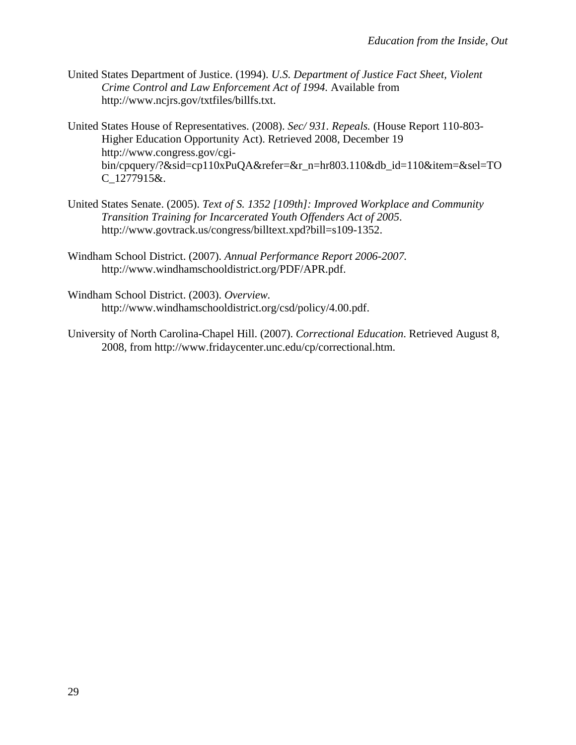United States Department of Justice. (1994). *U.S. Department of Justice Fact Sheet, Violent Crime Control and Law Enforcement Act of 1994.* Available from http://www.ncjrs.gov/txtfiles/billfs.txt.

United States House of Representatives. (2008). *Sec/ 931. Repeals.* (House Report 110-803- Higher Education Opportunity Act). Retrieved 2008, December 19 http://www.congress.gov/cgi-bin/cpquery/?&sid=cp110xPuQA&refer=&r_n=hr803.110&db_id=110&item=&sel=TOC_1277915&.

United States Senate. (2005). *Text of S. 1352 [109th]: Improved Workplace and Community Transition Training for Incarcerated Youth Offenders Act of 2005*. http://www.govtrack.us/congress/billtext.xpd?bill=s109-1352.

Windham School District. (2007). *Annual Performance Report 2006-2007.* http://www.windhamschooldistrict.org/PDF/APR.pdf.

Windham School District. (2003). *Overview.* http://www.windhamschooldistrict.org/csd/policy/4.00.pdf.

University of North Carolina-Chapel Hill. (2007). *Correctional Education*. Retrieved August 8, 2008, from http://www.fridaycenter.unc.edu/cp/correctional.htm.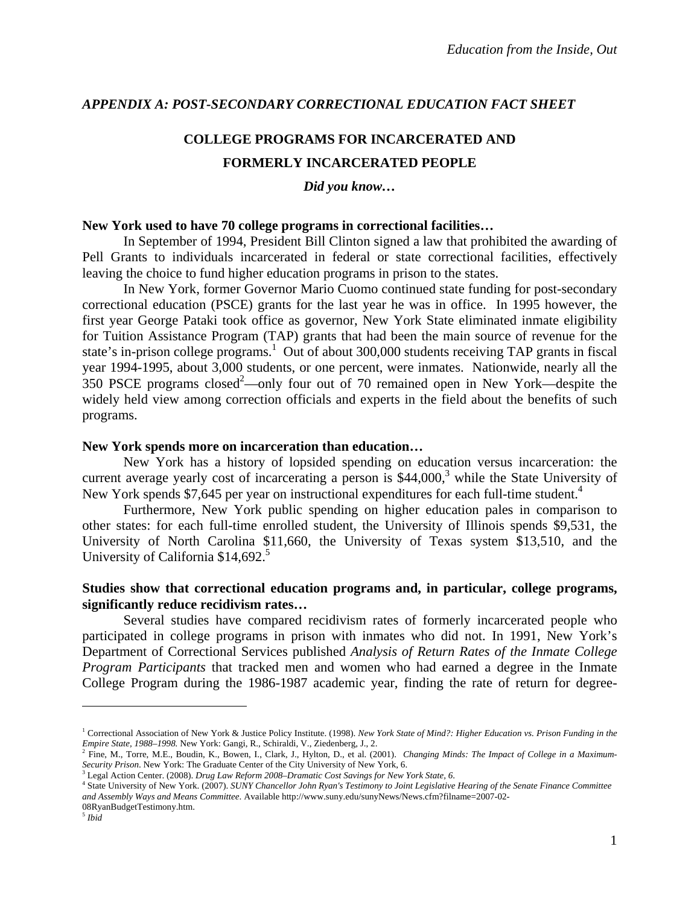*APPENDIX A: POST-SECONDARY CORRECTIONAL EDUCATION FACT SHEET*

## COLLEGE PROGRAMS FOR INCARCERATED AND FORMERLY INCARCERATED PEOPLE

***Did you know…***

**New York used to have 70 college programs in correctional facilities…**

In September of 1994, President Bill Clinton signed a law that prohibited the awarding of Pell Grants to individuals incarcerated in federal or state correctional facilities, effectively leaving the choice to fund higher education programs in prison to the states.

In New York, former Governor Mario Cuomo continued state funding for post-secondary correctional education (PSCE) grants for the last year he was in office. In 1995 however, the first year George Pataki took office as governor, New York State eliminated inmate eligibility for Tuition Assistance Program (TAP) grants that had been the main source of revenue for the state's in-prison college programs.[1] Out of about 300,000 students receiving TAP grants in fiscal year 1994-1995, about 3,000 students, or one percent, were inmates. Nationwide, nearly all the 350 PSCE programs closed[2]—only four out of 70 remained open in New York—despite the widely held view among correction officials and experts in the field about the benefits of such programs.

**New York spends more on incarceration than education…**

New York has a history of lopsided spending on education versus incarceration: the current average yearly cost of incarcerating a person is \$44,000,[3] while the State University of New York spends \$7,645 per year on instructional expenditures for each full-time student.[4]

Furthermore, New York public spending on higher education pales in comparison to other states: for each full-time enrolled student, the University of Illinois spends \$9,531, the University of North Carolina \$11,660, the University of Texas system \$13,510, and the University of California \$14,692.[5]

**Studies show that correctional education programs and, in particular, college programs, significantly reduce recidivism rates…**

Several studies have compared recidivism rates of formerly incarcerated people who participated in college programs in prison with inmates who did not. In 1991, New York's Department of Correctional Services published *Analysis of Return Rates of the Inmate College Program Participants* that tracked men and women who had earned a degree in the Inmate College Program during the 1986-1987 academic year, finding the rate of return for degree-

---

[1] Correctional Association of New York & Justice Policy Institute. (1998). *New York State of Mind?: Higher Education vs. Prison Funding in the Empire State, 1988–1998.* New York: Gangi, R., Schiraldi, V., Ziedenberg, J., 2.

[2] Fine, M., Torre, M.E., Boudin, K., Bowen, I., Clark, J., Hylton, D., et al. (2001). *Changing Minds: The Impact of College in a Maximum-Security Prison*. New York: The Graduate Center of the City University of New York, 6.

[3] Legal Action Center. (2008). *Drug Law Reform 2008–Dramatic Cost Savings for New York State, 6*.

[4] State University of New York. (2007). *SUNY Chancellor John Ryan's Testimony to Joint Legislative Hearing of the Senate Finance Committee and Assembly Ways and Means Committee*. Available http://www.suny.edu/sunyNews/News.cfm?filname=2007-02-08RyanBudgetTestimony.htm.

[5] *Ibid*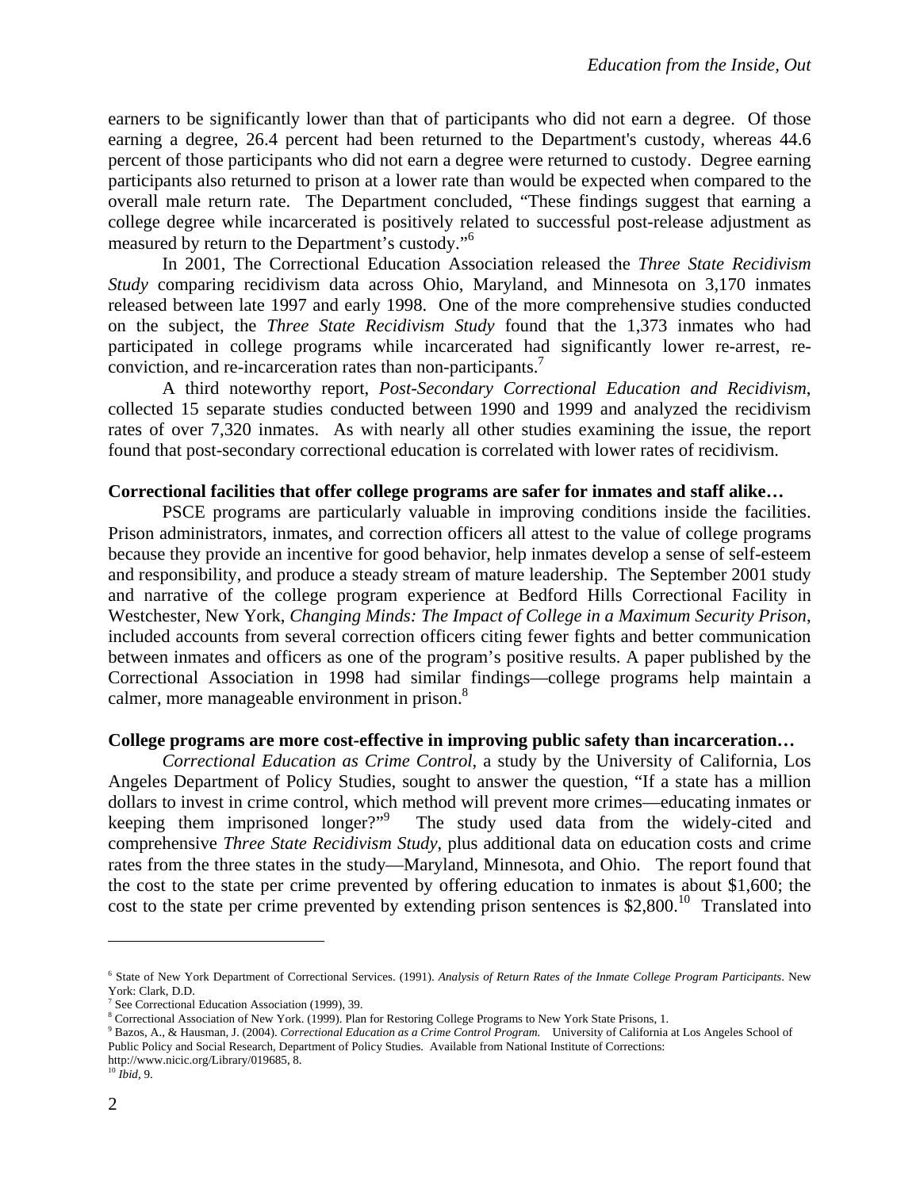earners to be significantly lower than that of participants who did not earn a degree. Of those earning a degree, 26.4 percent had been returned to the Department's custody, whereas 44.6 percent of those participants who did not earn a degree were returned to custody. Degree earning participants also returned to prison at a lower rate than would be expected when compared to the overall male return rate. The Department concluded, "These findings suggest that earning a college degree while incarcerated is positively related to successful post-release adjustment as measured by return to the Department's custody."[6]

In 2001, The Correctional Education Association released the *Three State Recidivism Study* comparing recidivism data across Ohio, Maryland, and Minnesota on 3,170 inmates released between late 1997 and early 1998. One of the more comprehensive studies conducted on the subject, the *Three State Recidivism Study* found that the 1,373 inmates who had participated in college programs while incarcerated had significantly lower re-arrest, re-conviction, and re-incarceration rates than non-participants.[7]

A third noteworthy report, *Post-Secondary Correctional Education and Recidivism*, collected 15 separate studies conducted between 1990 and 1999 and analyzed the recidivism rates of over 7,320 inmates. As with nearly all other studies examining the issue, the report found that post-secondary correctional education is correlated with lower rates of recidivism.

**Correctional facilities that offer college programs are safer for inmates and staff alike…**

PSCE programs are particularly valuable in improving conditions inside the facilities. Prison administrators, inmates, and correction officers all attest to the value of college programs because they provide an incentive for good behavior, help inmates develop a sense of self-esteem and responsibility, and produce a steady stream of mature leadership. The September 2001 study and narrative of the college program experience at Bedford Hills Correctional Facility in Westchester, New York, *Changing Minds: The Impact of College in a Maximum Security Prison*, included accounts from several correction officers citing fewer fights and better communication between inmates and officers as one of the program's positive results. A paper published by the Correctional Association in 1998 had similar findings—college programs help maintain a calmer, more manageable environment in prison.[8]

**College programs are more cost-effective in improving public safety than incarceration…**

*Correctional Education as Crime Control*, a study by the University of California, Los Angeles Department of Policy Studies, sought to answer the question, "If a state has a million dollars to invest in crime control, which method will prevent more crimes—educating inmates or keeping them imprisoned longer?"[9] The study used data from the widely-cited and comprehensive *Three State Recidivism Study*, plus additional data on education costs and crime rates from the three states in the study—Maryland, Minnesota, and Ohio. The report found that the cost to the state per crime prevented by offering education to inmates is about $1,600; the cost to the state per crime prevented by extending prison sentences is $2,800.[10] Translated into

---

[6] State of New York Department of Correctional Services. (1991). *Analysis of Return Rates of the Inmate College Program Participants*. New York: Clark, D.D.

[7] See Correctional Education Association (1999), 39.

[8] Correctional Association of New York. (1999). Plan for Restoring College Programs to New York State Prisons, 1.

[9] Bazos, A., & Hausman, J. (2004). *Correctional Education as a Crime Control Program.* University of California at Los Angeles School of Public Policy and Social Research, Department of Policy Studies. Available from National Institute of Corrections: http://www.nicic.org/Library/019685, 8.

[10] *Ibid*, 9.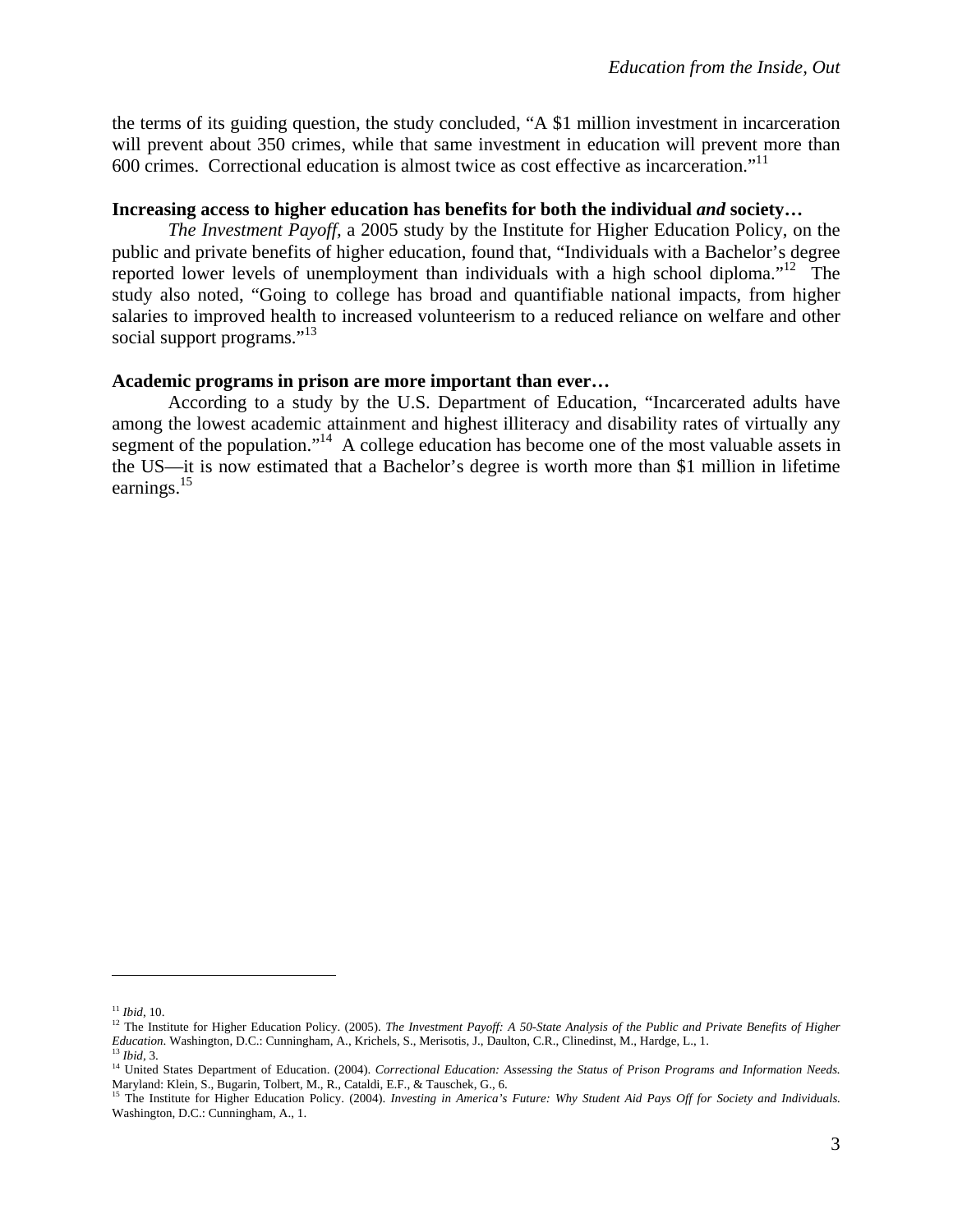the terms of its guiding question, the study concluded, "A $1 million investment in incarceration will prevent about 350 crimes, while that same investment in education will prevent more than 600 crimes. Correctional education is almost twice as cost effective as incarceration."[11]

**Increasing access to higher education has benefits for both the individual *and* society…**

*The Investment Payoff,* a 2005 study by the Institute for Higher Education Policy, on the public and private benefits of higher education, found that, "Individuals with a Bachelor's degree reported lower levels of unemployment than individuals with a high school diploma."[12] The study also noted, "Going to college has broad and quantifiable national impacts, from higher salaries to improved health to increased volunteerism to a reduced reliance on welfare and other social support programs."[13]

**Academic programs in prison are more important than ever…**

According to a study by the U.S. Department of Education, "Incarcerated adults have among the lowest academic attainment and highest illiteracy and disability rates of virtually any segment of the population."[14] A college education has become one of the most valuable assets in the US—it is now estimated that a Bachelor's degree is worth more than $1 million in lifetime earnings.[15]

---

[11] *Ibid*, 10.

[12] The Institute for Higher Education Policy. (2005). *The Investment Payoff: A 50-State Analysis of the Public and Private Benefits of Higher Education*. Washington, D.C.: Cunningham, A., Krichels, S., Merisotis, J., Daulton, C.R., Clinedinst, M., Hardge, L., 1.

[13] *Ibid*, 3.

[14] United States Department of Education. (2004). *Correctional Education: Assessing the Status of Prison Programs and Information Needs.* Maryland: Klein, S., Bugarin, Tolbert, M., R., Cataldi, E.F., & Tauschek, G., 6.

[15] The Institute for Higher Education Policy. (2004). *Investing in America's Future: Why Student Aid Pays Off for Society and Individuals.* Washington, D.C.: Cunningham, A., 1.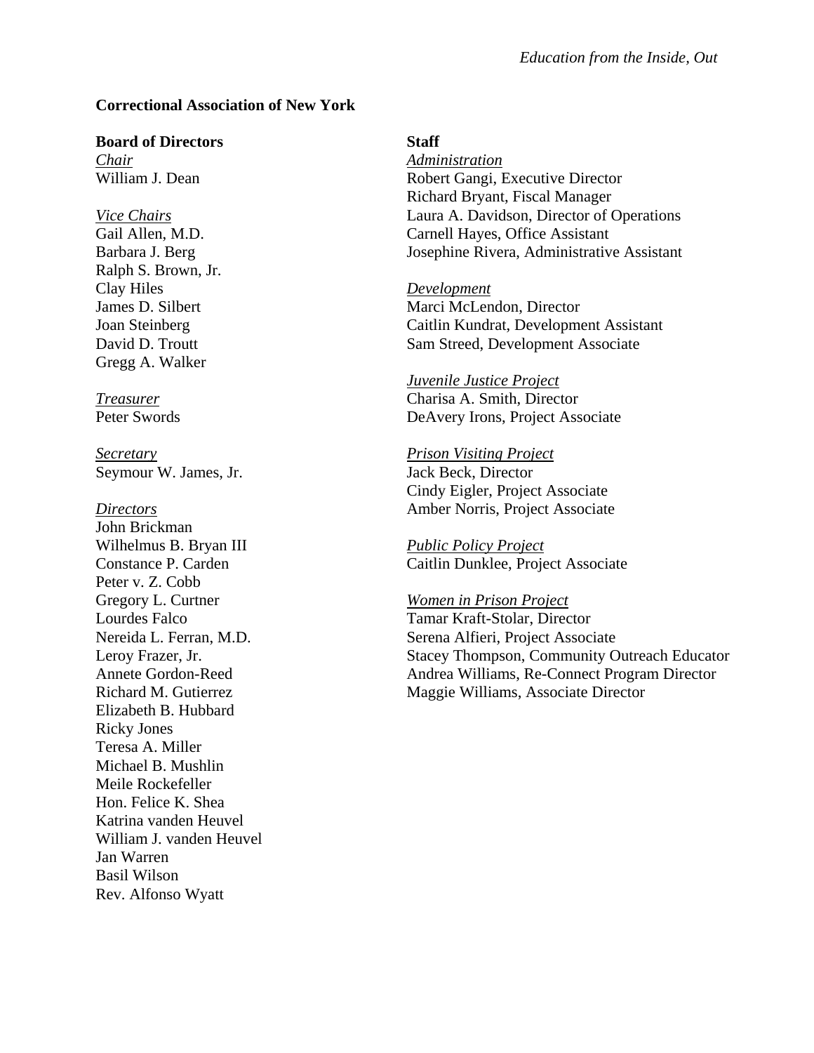**Correctional Association of New York**

**Board of Directors**

*Chair*
William J. Dean

*Vice Chairs*
Gail Allen, M.D.
Barbara J. Berg
Ralph S. Brown, Jr.
Clay Hiles
James D. Silbert
Joan Steinberg
David D. Troutt
Gregg A. Walker

*Treasurer*
Peter Swords

*Secretary*
Seymour W. James, Jr.

*Directors*
John Brickman
Wilhelmus B. Bryan III
Constance P. Carden
Peter v. Z. Cobb
Gregory L. Curtner
Lourdes Falco
Nereida L. Ferran, M.D.
Leroy Frazer, Jr.
Annete Gordon-Reed
Richard M. Gutierrez
Elizabeth B. Hubbard
Ricky Jones
Teresa A. Miller
Michael B. Mushlin
Meile Rockefeller
Hon. Felice K. Shea
Katrina vanden Heuvel
William J. vanden Heuvel
Jan Warren
Basil Wilson
Rev. Alfonso Wyatt

**Staff**

*Administration*
Robert Gangi, Executive Director
Richard Bryant, Fiscal Manager
Laura A. Davidson, Director of Operations
Carnell Hayes, Office Assistant
Josephine Rivera, Administrative Assistant

*Development*
Marci McLendon, Director
Caitlin Kundrat, Development Assistant
Sam Streed, Development Associate

*Juvenile Justice Project*
Charisa A. Smith, Director
DeAvery Irons, Project Associate

*Prison Visiting Project*
Jack Beck, Director
Cindy Eigler, Project Associate
Amber Norris, Project Associate

*Public Policy Project*
Caitlin Dunklee, Project Associate

*Women in Prison Project*
Tamar Kraft-Stolar, Director
Serena Alfieri, Project Associate
Stacey Thompson, Community Outreach Educator
Andrea Williams, Re-Connect Program Director
Maggie Williams, Associate Director